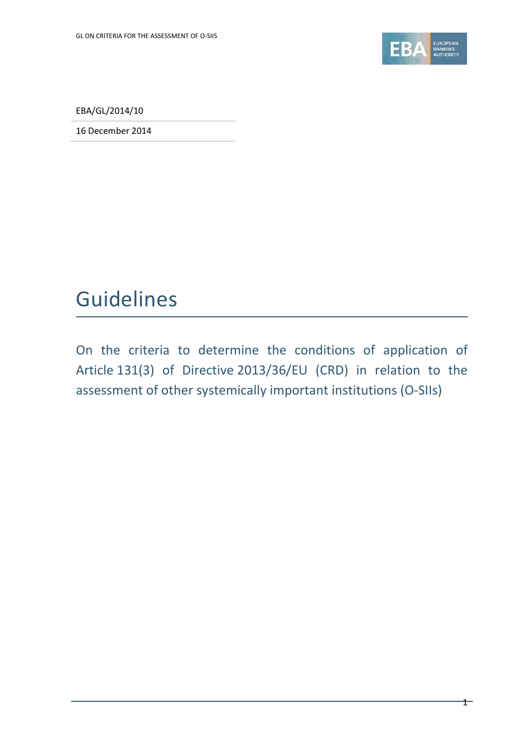EBA/GL/2014/10

16 December 2014

# Guidelines

On the criteria to determine the conditions of application of Article 131(3) of Directive 2013/36/EU (CRD) in relation to the assessment of other systemically important institutions (O-SIIs)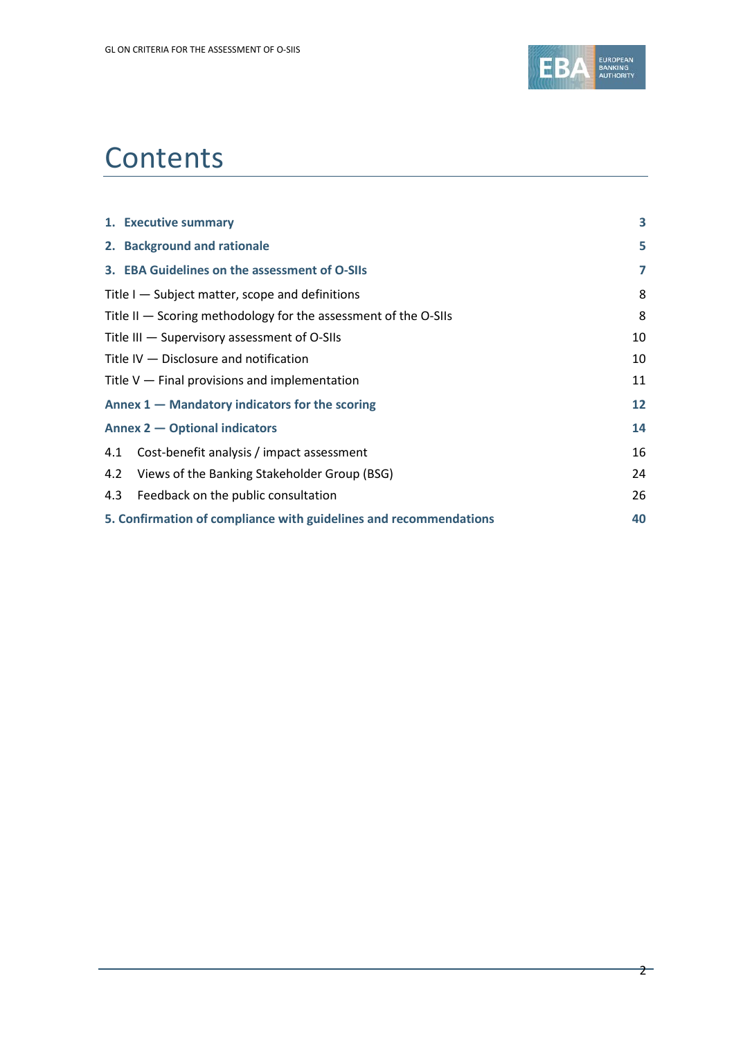# Contents

| | |
|---|---|
| **1. Executive summary** | **3** |
| **2. Background and rationale** | **5** |
| **3. EBA Guidelines on the assessment of O-SIIs** | **7** |
| Title I — Subject matter, scope and definitions | 8 |
| Title II — Scoring methodology for the assessment of the O-SIIs | 8 |
| Title III — Supervisory assessment of O-SIIs | 10 |
| Title IV — Disclosure and notification | 10 |
| Title V — Final provisions and implementation | 11 |
| **Annex 1 — Mandatory indicators for the scoring** | **12** |
| **Annex 2 — Optional indicators** | **14** |
| 4.1 Cost-benefit analysis / impact assessment | 16 |
| 4.2 Views of the Banking Stakeholder Group (BSG) | 24 |
| 4.3 Feedback on the public consultation | 26 |
| **5. Confirmation of compliance with guidelines and recommendations** | **40** |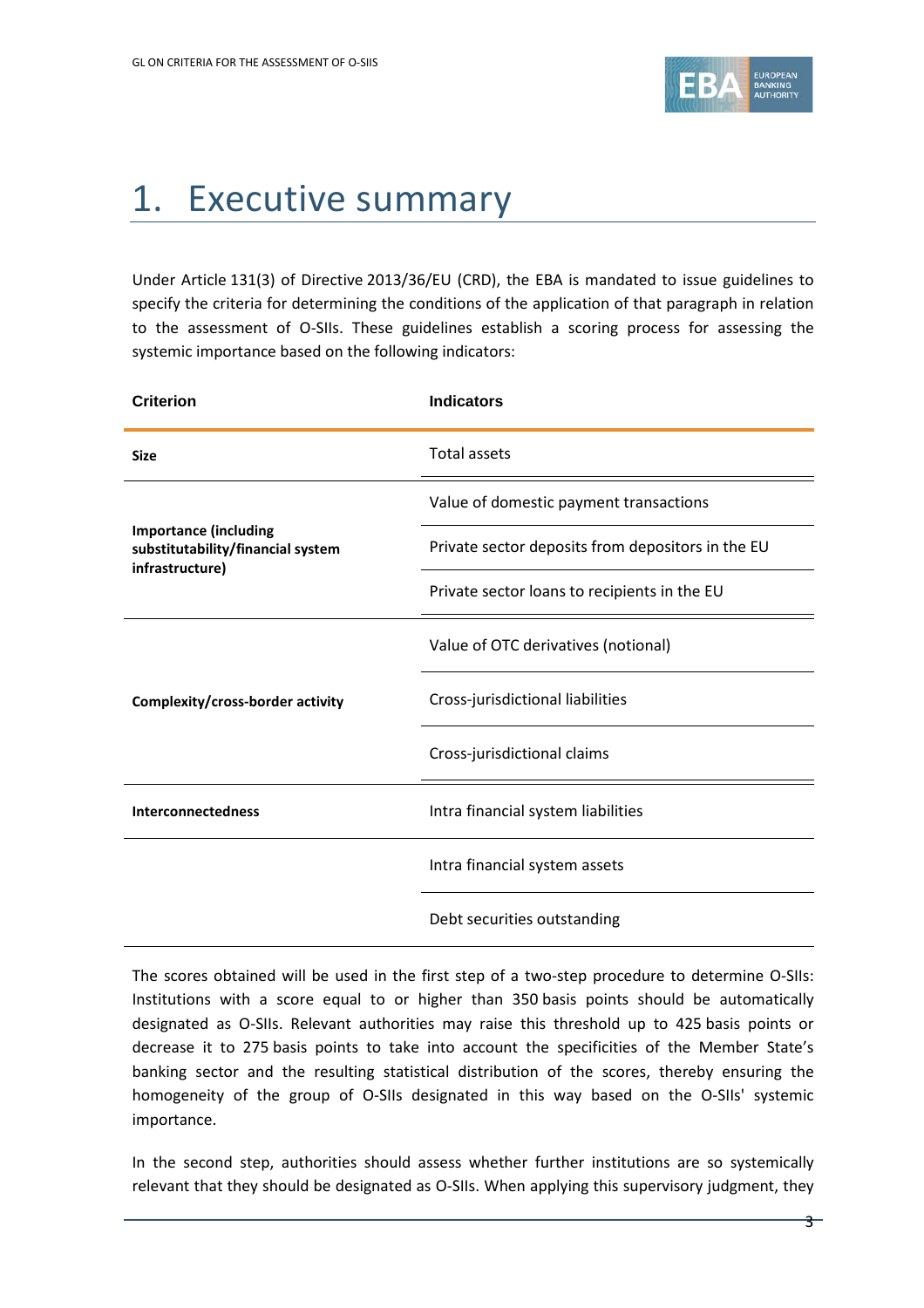# 1. Executive summary

Under Article 131(3) of Directive 2013/36/EU (CRD), the EBA is mandated to issue guidelines to specify the criteria for determining the conditions of the application of that paragraph in relation to the assessment of O-SIIs. These guidelines establish a scoring process for assessing the systemic importance based on the following indicators:

| Criterion | Indicators |
|---|---|
| **Size** | Total assets |
| **Importance (including substitutability/financial system infrastructure)** | Value of domestic payment transactions |
| | Private sector deposits from depositors in the EU |
| | Private sector loans to recipients in the EU |
| **Complexity/cross-border activity** | Value of OTC derivatives (notional) |
| | Cross-jurisdictional liabilities |
| | Cross-jurisdictional claims |
| **Interconnectedness** | Intra financial system liabilities |
| | Intra financial system assets |
| | Debt securities outstanding |

The scores obtained will be used in the first step of a two-step procedure to determine O-SIIs: Institutions with a score equal to or higher than 350 basis points should be automatically designated as O-SIIs. Relevant authorities may raise this threshold up to 425 basis points or decrease it to 275 basis points to take into account the specificities of the Member State's banking sector and the resulting statistical distribution of the scores, thereby ensuring the homogeneity of the group of O-SIIs designated in this way based on the O-SIIs' systemic importance.

In the second step, authorities should assess whether further institutions are so systemically relevant that they should be designated as O-SIIs. When applying this supervisory judgment, they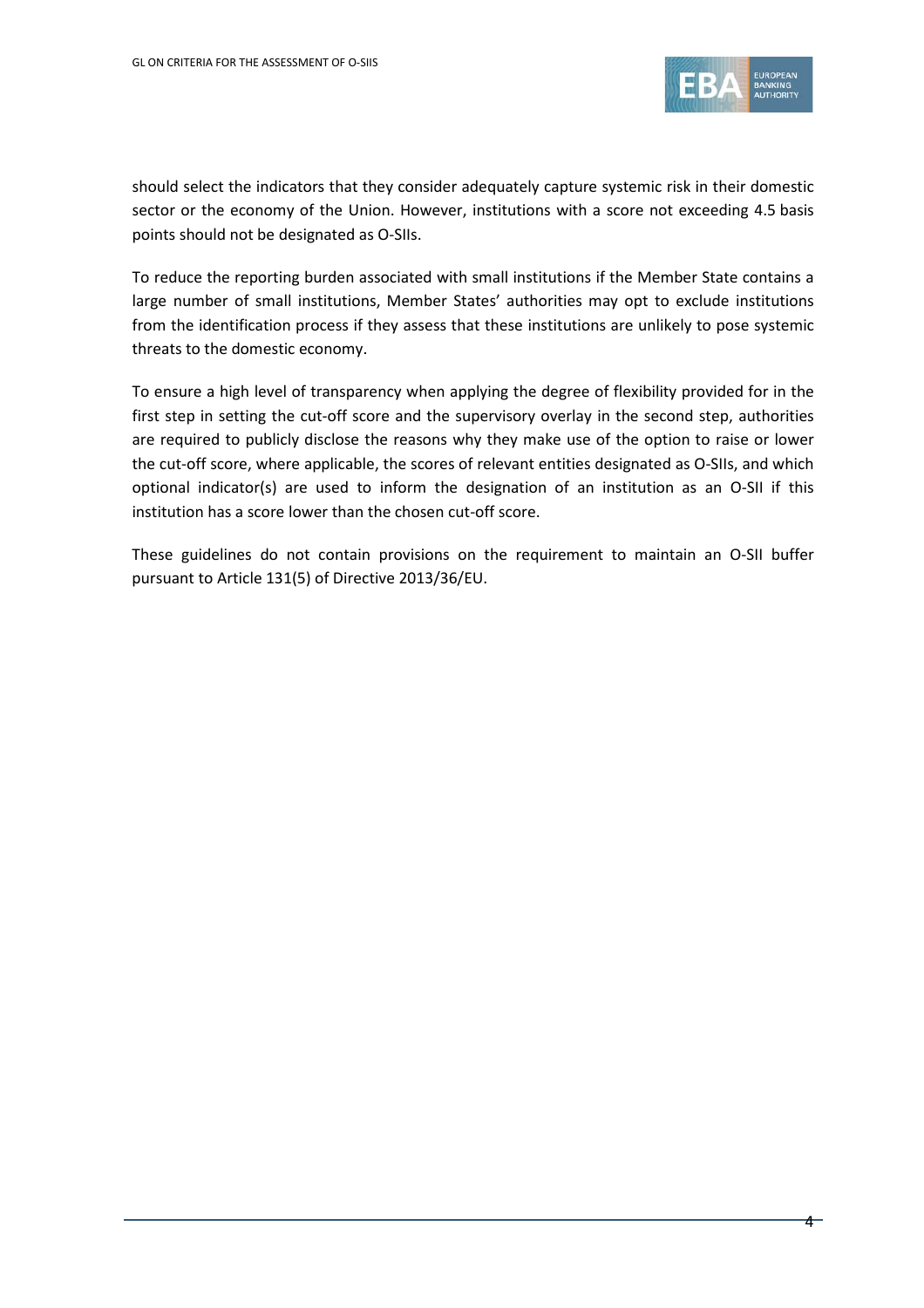should select the indicators that they consider adequately capture systemic risk in their domestic sector or the economy of the Union. However, institutions with a score not exceeding 4.5 basis points should not be designated as O-SIIs.

To reduce the reporting burden associated with small institutions if the Member State contains a large number of small institutions, Member States' authorities may opt to exclude institutions from the identification process if they assess that these institutions are unlikely to pose systemic threats to the domestic economy.

To ensure a high level of transparency when applying the degree of flexibility provided for in the first step in setting the cut-off score and the supervisory overlay in the second step, authorities are required to publicly disclose the reasons why they make use of the option to raise or lower the cut-off score, where applicable, the scores of relevant entities designated as O-SIIs, and which optional indicator(s) are used to inform the designation of an institution as an O-SII if this institution has a score lower than the chosen cut-off score.

These guidelines do not contain provisions on the requirement to maintain an O-SII buffer pursuant to Article 131(5) of Directive 2013/36/EU.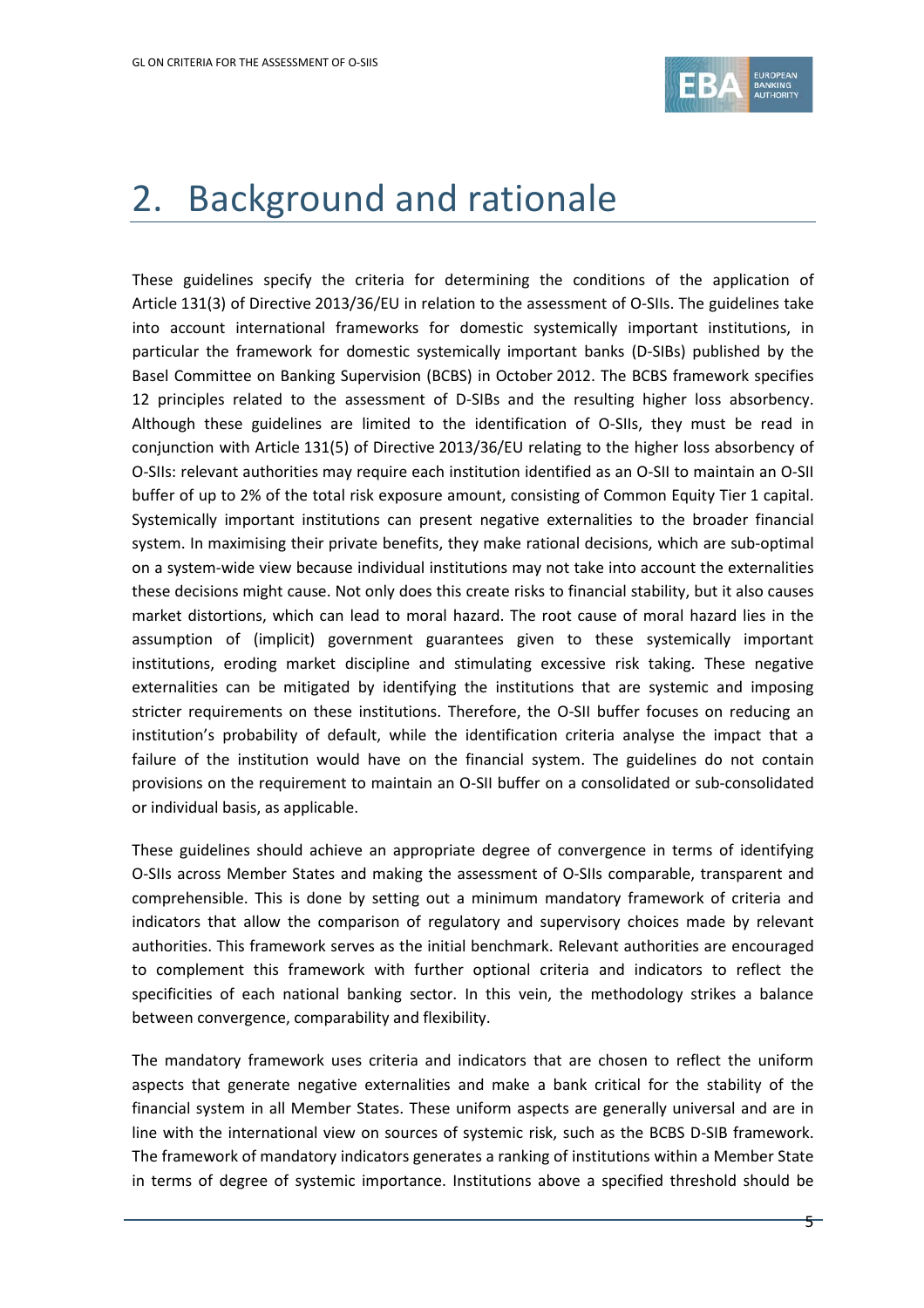# 2. Background and rationale

These guidelines specify the criteria for determining the conditions of the application of Article 131(3) of Directive 2013/36/EU in relation to the assessment of O-SIIs. The guidelines take into account international frameworks for domestic systemically important institutions, in particular the framework for domestic systemically important banks (D-SIBs) published by the Basel Committee on Banking Supervision (BCBS) in October 2012. The BCBS framework specifies 12 principles related to the assessment of D-SIBs and the resulting higher loss absorbency. Although these guidelines are limited to the identification of O-SIIs, they must be read in conjunction with Article 131(5) of Directive 2013/36/EU relating to the higher loss absorbency of O-SIIs: relevant authorities may require each institution identified as an O-SII to maintain an O-SII buffer of up to 2% of the total risk exposure amount, consisting of Common Equity Tier 1 capital. Systemically important institutions can present negative externalities to the broader financial system. In maximising their private benefits, they make rational decisions, which are sub-optimal on a system-wide view because individual institutions may not take into account the externalities these decisions might cause. Not only does this create risks to financial stability, but it also causes market distortions, which can lead to moral hazard. The root cause of moral hazard lies in the assumption of (implicit) government guarantees given to these systemically important institutions, eroding market discipline and stimulating excessive risk taking. These negative externalities can be mitigated by identifying the institutions that are systemic and imposing stricter requirements on these institutions. Therefore, the O-SII buffer focuses on reducing an institution's probability of default, while the identification criteria analyse the impact that a failure of the institution would have on the financial system. The guidelines do not contain provisions on the requirement to maintain an O-SII buffer on a consolidated or sub-consolidated or individual basis, as applicable.

These guidelines should achieve an appropriate degree of convergence in terms of identifying O-SIIs across Member States and making the assessment of O-SIIs comparable, transparent and comprehensible. This is done by setting out a minimum mandatory framework of criteria and indicators that allow the comparison of regulatory and supervisory choices made by relevant authorities. This framework serves as the initial benchmark. Relevant authorities are encouraged to complement this framework with further optional criteria and indicators to reflect the specificities of each national banking sector. In this vein, the methodology strikes a balance between convergence, comparability and flexibility.

The mandatory framework uses criteria and indicators that are chosen to reflect the uniform aspects that generate negative externalities and make a bank critical for the stability of the financial system in all Member States. These uniform aspects are generally universal and are in line with the international view on sources of systemic risk, such as the BCBS D-SIB framework. The framework of mandatory indicators generates a ranking of institutions within a Member State in terms of degree of systemic importance. Institutions above a specified threshold should be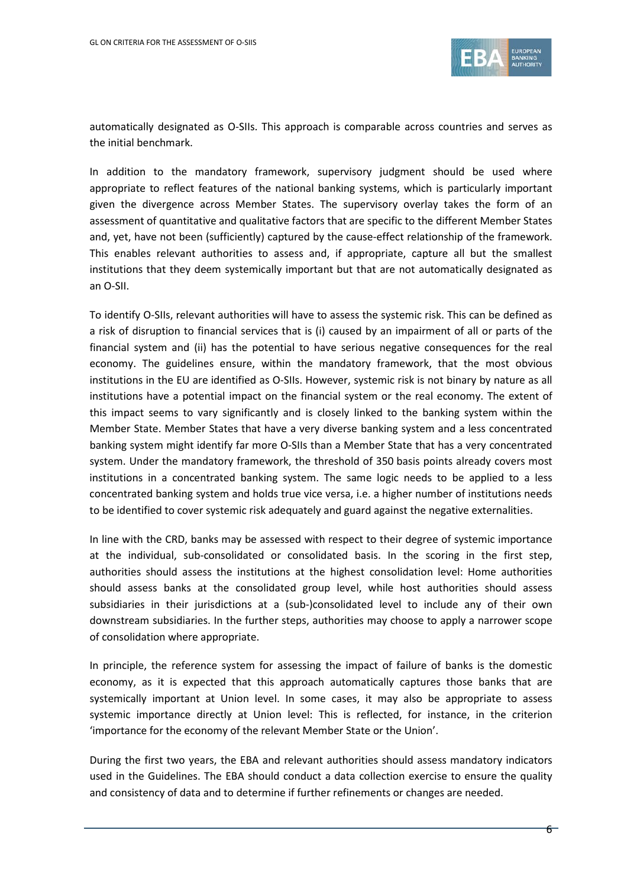automatically designated as O-SIIs. This approach is comparable across countries and serves as the initial benchmark.

In addition to the mandatory framework, supervisory judgment should be used where appropriate to reflect features of the national banking systems, which is particularly important given the divergence across Member States. The supervisory overlay takes the form of an assessment of quantitative and qualitative factors that are specific to the different Member States and, yet, have not been (sufficiently) captured by the cause-effect relationship of the framework. This enables relevant authorities to assess and, if appropriate, capture all but the smallest institutions that they deem systemically important but that are not automatically designated as an O-SII.

To identify O-SIIs, relevant authorities will have to assess the systemic risk. This can be defined as a risk of disruption to financial services that is (i) caused by an impairment of all or parts of the financial system and (ii) has the potential to have serious negative consequences for the real economy. The guidelines ensure, within the mandatory framework, that the most obvious institutions in the EU are identified as O-SIIs. However, systemic risk is not binary by nature as all institutions have a potential impact on the financial system or the real economy. The extent of this impact seems to vary significantly and is closely linked to the banking system within the Member State. Member States that have a very diverse banking system and a less concentrated banking system might identify far more O-SIIs than a Member State that has a very concentrated system. Under the mandatory framework, the threshold of 350 basis points already covers most institutions in a concentrated banking system. The same logic needs to be applied to a less concentrated banking system and holds true vice versa, i.e. a higher number of institutions needs to be identified to cover systemic risk adequately and guard against the negative externalities.

In line with the CRD, banks may be assessed with respect to their degree of systemic importance at the individual, sub-consolidated or consolidated basis. In the scoring in the first step, authorities should assess the institutions at the highest consolidation level: Home authorities should assess banks at the consolidated group level, while host authorities should assess subsidiaries in their jurisdictions at a (sub-)consolidated level to include any of their own downstream subsidiaries. In the further steps, authorities may choose to apply a narrower scope of consolidation where appropriate.

In principle, the reference system for assessing the impact of failure of banks is the domestic economy, as it is expected that this approach automatically captures those banks that are systemically important at Union level. In some cases, it may also be appropriate to assess systemic importance directly at Union level: This is reflected, for instance, in the criterion 'importance for the economy of the relevant Member State or the Union'.

During the first two years, the EBA and relevant authorities should assess mandatory indicators used in the Guidelines. The EBA should conduct a data collection exercise to ensure the quality and consistency of data and to determine if further refinements or changes are needed.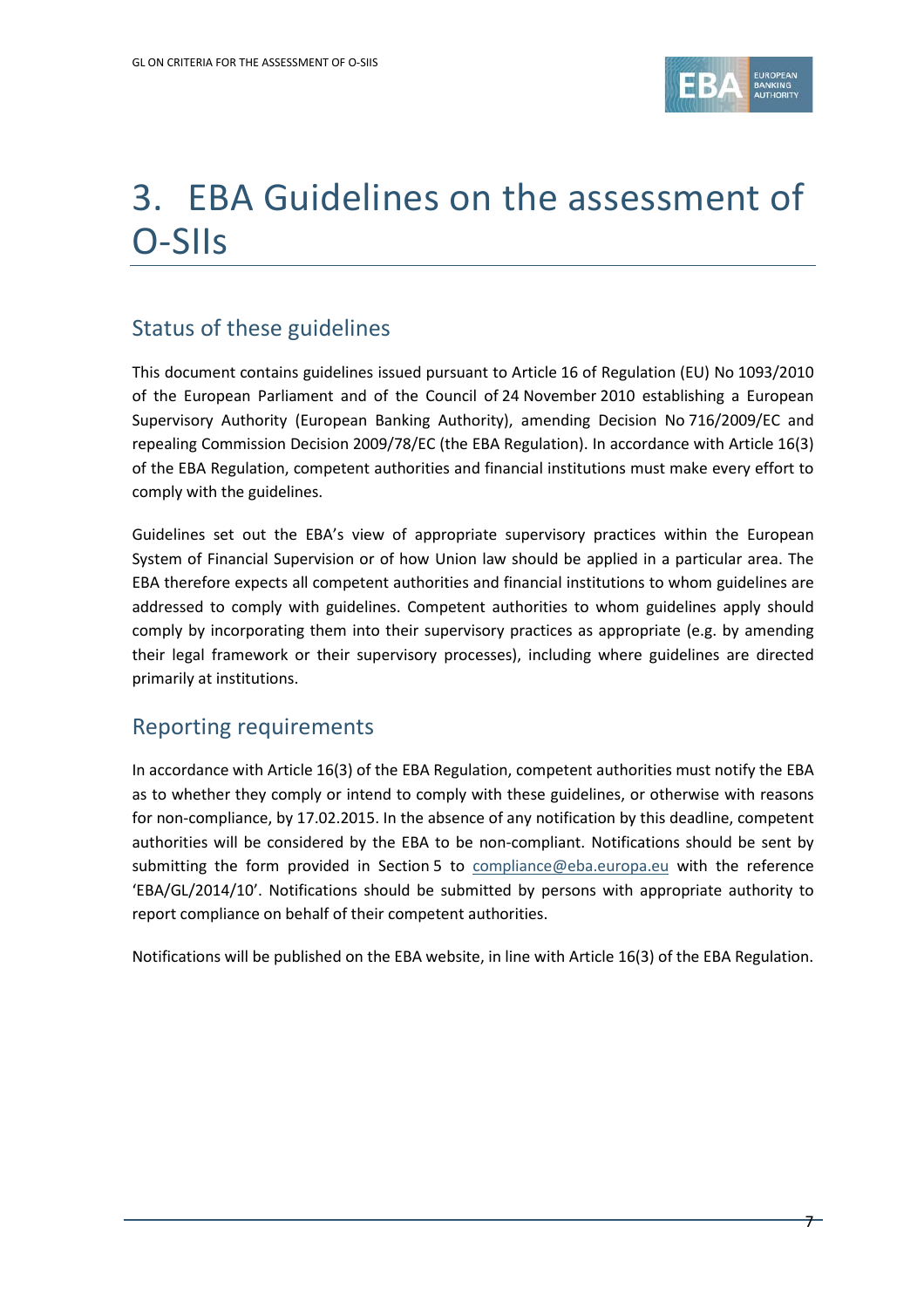# 3. EBA Guidelines on the assessment of O-SIIs

## Status of these guidelines

This document contains guidelines issued pursuant to Article 16 of Regulation (EU) No 1093/2010 of the European Parliament and of the Council of 24 November 2010 establishing a European Supervisory Authority (European Banking Authority), amending Decision No 716/2009/EC and repealing Commission Decision 2009/78/EC (the EBA Regulation). In accordance with Article 16(3) of the EBA Regulation, competent authorities and financial institutions must make every effort to comply with the guidelines.

Guidelines set out the EBA's view of appropriate supervisory practices within the European System of Financial Supervision or of how Union law should be applied in a particular area. The EBA therefore expects all competent authorities and financial institutions to whom guidelines are addressed to comply with guidelines. Competent authorities to whom guidelines apply should comply by incorporating them into their supervisory practices as appropriate (e.g. by amending their legal framework or their supervisory processes), including where guidelines are directed primarily at institutions.

## Reporting requirements

In accordance with Article 16(3) of the EBA Regulation, competent authorities must notify the EBA as to whether they comply or intend to comply with these guidelines, or otherwise with reasons for non-compliance, by 17.02.2015. In the absence of any notification by this deadline, competent authorities will be considered by the EBA to be non-compliant. Notifications should be sent by submitting the form provided in Section 5 to compliance@eba.europa.eu with the reference 'EBA/GL/2014/10'. Notifications should be submitted by persons with appropriate authority to report compliance on behalf of their competent authorities.

Notifications will be published on the EBA website, in line with Article 16(3) of the EBA Regulation.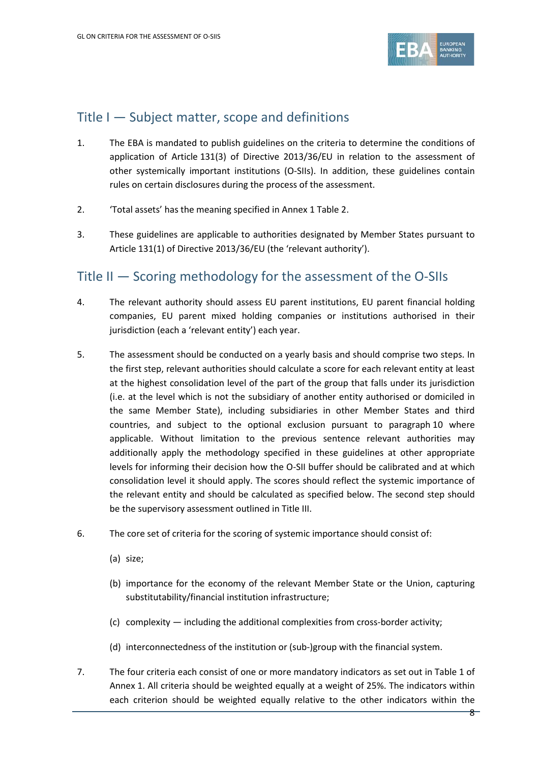## Title I — Subject matter, scope and definitions

1. The EBA is mandated to publish guidelines on the criteria to determine the conditions of application of Article 131(3) of Directive 2013/36/EU in relation to the assessment of other systemically important institutions (O-SIIs). In addition, these guidelines contain rules on certain disclosures during the process of the assessment.

2. 'Total assets' has the meaning specified in Annex 1 Table 2.

3. These guidelines are applicable to authorities designated by Member States pursuant to Article 131(1) of Directive 2013/36/EU (the 'relevant authority').

## Title II — Scoring methodology for the assessment of the O-SIIs

4. The relevant authority should assess EU parent institutions, EU parent financial holding companies, EU parent mixed holding companies or institutions authorised in their jurisdiction (each a 'relevant entity') each year.

5. The assessment should be conducted on a yearly basis and should comprise two steps. In the first step, relevant authorities should calculate a score for each relevant entity at least at the highest consolidation level of the part of the group that falls under its jurisdiction (i.e. at the level which is not the subsidiary of another entity authorised or domiciled in the same Member State), including subsidiaries in other Member States and third countries, and subject to the optional exclusion pursuant to paragraph 10 where applicable. Without limitation to the previous sentence relevant authorities may additionally apply the methodology specified in these guidelines at other appropriate levels for informing their decision how the O-SII buffer should be calibrated and at which consolidation level it should apply. The scores should reflect the systemic importance of the relevant entity and should be calculated as specified below. The second step should be the supervisory assessment outlined in Title III.

6. The core set of criteria for the scoring of systemic importance should consist of:

   (a) size;

   (b) importance for the economy of the relevant Member State or the Union, capturing substitutability/financial institution infrastructure;

   (c) complexity — including the additional complexities from cross-border activity;

   (d) interconnectedness of the institution or (sub-)group with the financial system.

7. The four criteria each consist of one or more mandatory indicators as set out in Table 1 of Annex 1. All criteria should be weighted equally at a weight of 25%. The indicators within each criterion should be weighted equally relative to the other indicators within the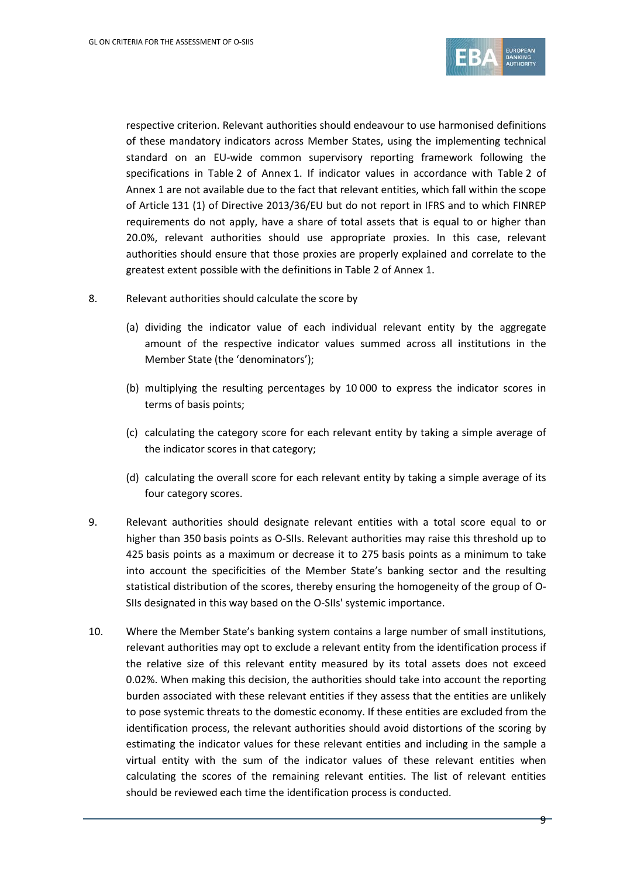respective criterion. Relevant authorities should endeavour to use harmonised definitions of these mandatory indicators across Member States, using the implementing technical standard on an EU-wide common supervisory reporting framework following the specifications in Table 2 of Annex 1. If indicator values in accordance with Table 2 of Annex 1 are not available due to the fact that relevant entities, which fall within the scope of Article 131 (1) of Directive 2013/36/EU but do not report in IFRS and to which FINREP requirements do not apply, have a share of total assets that is equal to or higher than 20.0%, relevant authorities should use appropriate proxies. In this case, relevant authorities should ensure that those proxies are properly explained and correlate to the greatest extent possible with the definitions in Table 2 of Annex 1.

8. Relevant authorities should calculate the score by

   (a) dividing the indicator value of each individual relevant entity by the aggregate amount of the respective indicator values summed across all institutions in the Member State (the 'denominators');

   (b) multiplying the resulting percentages by 10 000 to express the indicator scores in terms of basis points;

   (c) calculating the category score for each relevant entity by taking a simple average of the indicator scores in that category;

   (d) calculating the overall score for each relevant entity by taking a simple average of its four category scores.

9. Relevant authorities should designate relevant entities with a total score equal to or higher than 350 basis points as O-SIIs. Relevant authorities may raise this threshold up to 425 basis points as a maximum or decrease it to 275 basis points as a minimum to take into account the specificities of the Member State's banking sector and the resulting statistical distribution of the scores, thereby ensuring the homogeneity of the group of O-SIIs designated in this way based on the O-SIIs' systemic importance.

10. Where the Member State's banking system contains a large number of small institutions, relevant authorities may opt to exclude a relevant entity from the identification process if the relative size of this relevant entity measured by its total assets does not exceed 0.02%. When making this decision, the authorities should take into account the reporting burden associated with these relevant entities if they assess that the entities are unlikely to pose systemic threats to the domestic economy. If these entities are excluded from the identification process, the relevant authorities should avoid distortions of the scoring by estimating the indicator values for these relevant entities and including in the sample a virtual entity with the sum of the indicator values of these relevant entities when calculating the scores of the remaining relevant entities. The list of relevant entities should be reviewed each time the identification process is conducted.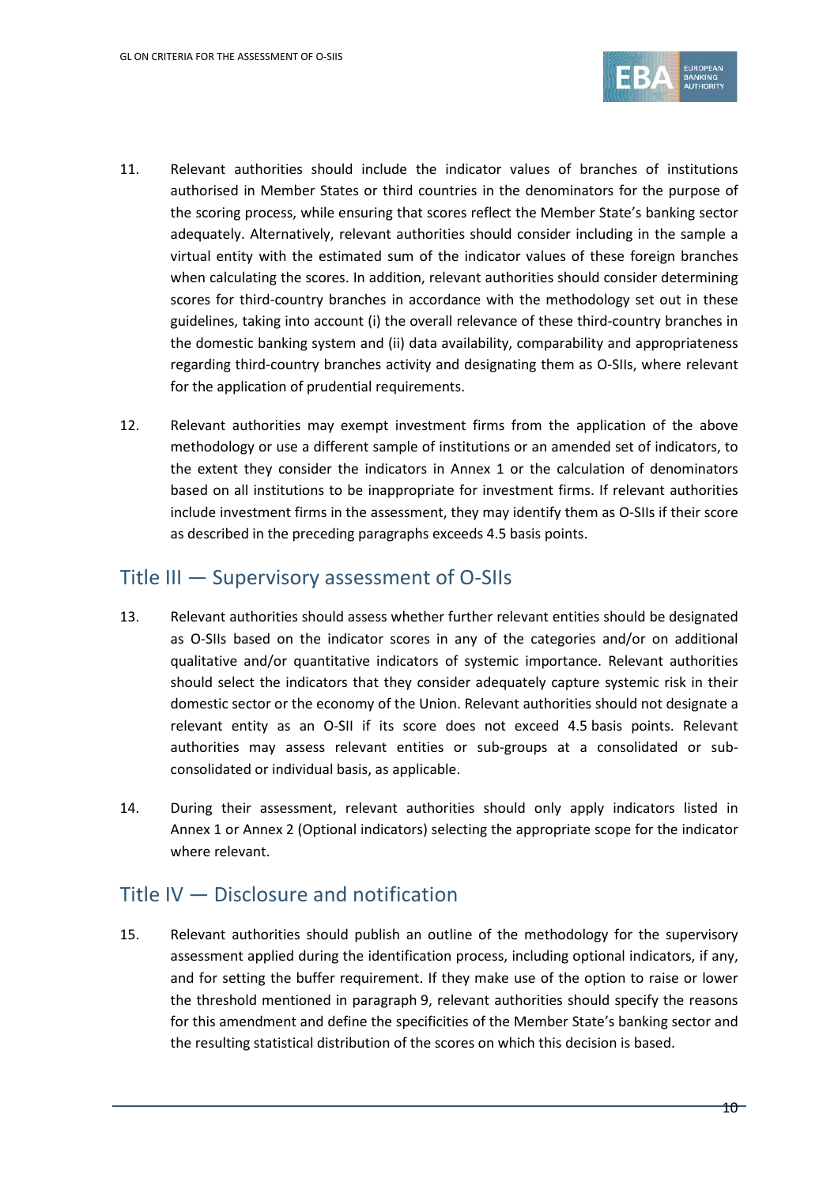11. Relevant authorities should include the indicator values of branches of institutions authorised in Member States or third countries in the denominators for the purpose of the scoring process, while ensuring that scores reflect the Member State's banking sector adequately. Alternatively, relevant authorities should consider including in the sample a virtual entity with the estimated sum of the indicator values of these foreign branches when calculating the scores. In addition, relevant authorities should consider determining scores for third-country branches in accordance with the methodology set out in these guidelines, taking into account (i) the overall relevance of these third-country branches in the domestic banking system and (ii) data availability, comparability and appropriateness regarding third-country branches activity and designating them as O-SIIs, where relevant for the application of prudential requirements.

12. Relevant authorities may exempt investment firms from the application of the above methodology or use a different sample of institutions or an amended set of indicators, to the extent they consider the indicators in Annex 1 or the calculation of denominators based on all institutions to be inappropriate for investment firms. If relevant authorities include investment firms in the assessment, they may identify them as O-SIIs if their score as described in the preceding paragraphs exceeds 4.5 basis points.

## Title III — Supervisory assessment of O-SIIs

13. Relevant authorities should assess whether further relevant entities should be designated as O-SIIs based on the indicator scores in any of the categories and/or on additional qualitative and/or quantitative indicators of systemic importance. Relevant authorities should select the indicators that they consider adequately capture systemic risk in their domestic sector or the economy of the Union. Relevant authorities should not designate a relevant entity as an O-SII if its score does not exceed 4.5 basis points. Relevant authorities may assess relevant entities or sub-groups at a consolidated or sub-consolidated or individual basis, as applicable.

14. During their assessment, relevant authorities should only apply indicators listed in Annex 1 or Annex 2 (Optional indicators) selecting the appropriate scope for the indicator where relevant.

## Title IV — Disclosure and notification

15. Relevant authorities should publish an outline of the methodology for the supervisory assessment applied during the identification process, including optional indicators, if any, and for setting the buffer requirement. If they make use of the option to raise or lower the threshold mentioned in paragraph 9, relevant authorities should specify the reasons for this amendment and define the specificities of the Member State's banking sector and the resulting statistical distribution of the scores on which this decision is based.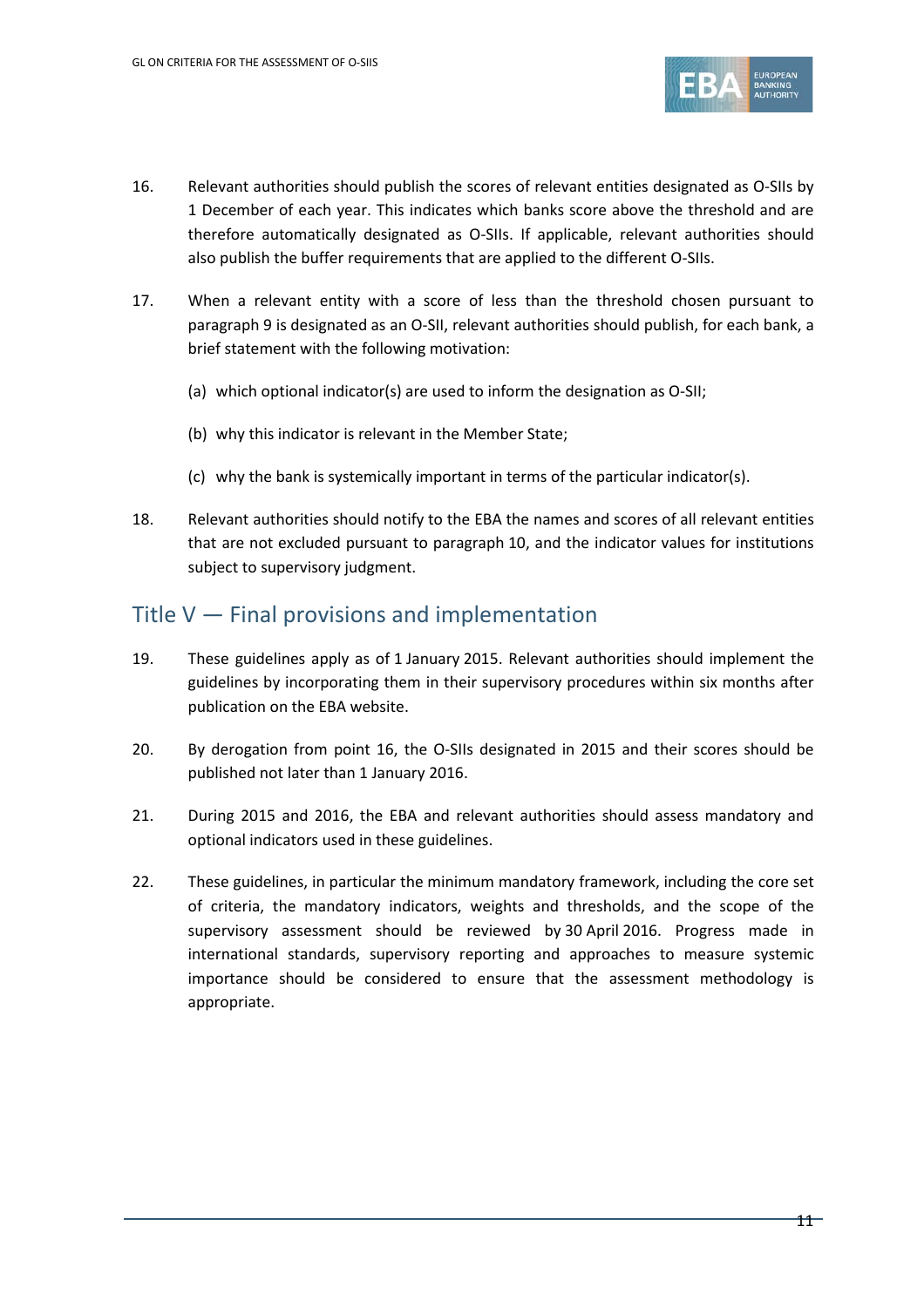16. Relevant authorities should publish the scores of relevant entities designated as O-SIIs by 1 December of each year. This indicates which banks score above the threshold and are therefore automatically designated as O-SIIs. If applicable, relevant authorities should also publish the buffer requirements that are applied to the different O-SIIs.

17. When a relevant entity with a score of less than the threshold chosen pursuant to paragraph 9 is designated as an O-SII, relevant authorities should publish, for each bank, a brief statement with the following motivation:

    (a) which optional indicator(s) are used to inform the designation as O-SII;

    (b) why this indicator is relevant in the Member State;

    (c) why the bank is systemically important in terms of the particular indicator(s).

18. Relevant authorities should notify to the EBA the names and scores of all relevant entities that are not excluded pursuant to paragraph 10, and the indicator values for institutions subject to supervisory judgment.

## Title V — Final provisions and implementation

19. These guidelines apply as of 1 January 2015. Relevant authorities should implement the guidelines by incorporating them in their supervisory procedures within six months after publication on the EBA website.

20. By derogation from point 16, the O-SIIs designated in 2015 and their scores should be published not later than 1 January 2016.

21. During 2015 and 2016, the EBA and relevant authorities should assess mandatory and optional indicators used in these guidelines.

22. These guidelines, in particular the minimum mandatory framework, including the core set of criteria, the mandatory indicators, weights and thresholds, and the scope of the supervisory assessment should be reviewed by 30 April 2016. Progress made in international standards, supervisory reporting and approaches to measure systemic importance should be considered to ensure that the assessment methodology is appropriate.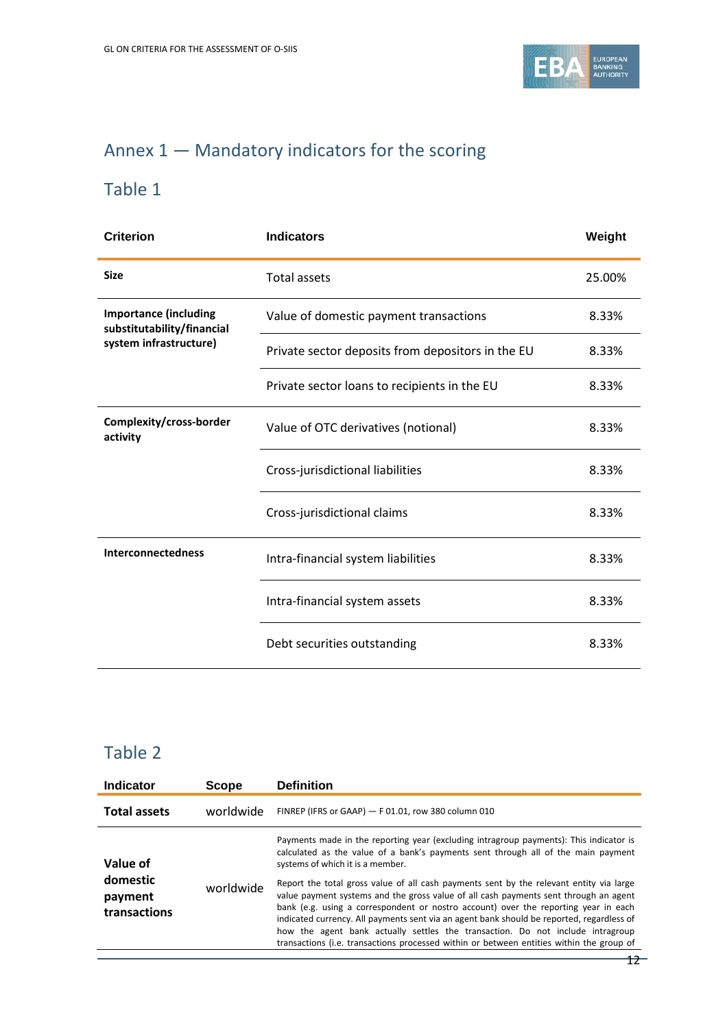## Annex 1 — Mandatory indicators for the scoring

### Table 1

| Criterion | Indicators | Weight |
|---|---|---|
| **Size** | Total assets | 25.00% |
| **Importance (including substitutability/financial system infrastructure)** | Value of domestic payment transactions | 8.33% |
| | Private sector deposits from depositors in the EU | 8.33% |
| | Private sector loans to recipients in the EU | 8.33% |
| **Complexity/cross-border activity** | Value of OTC derivatives (notional) | 8.33% |
| | Cross-jurisdictional liabilities | 8.33% |
| | Cross-jurisdictional claims | 8.33% |
| **Interconnectedness** | Intra-financial system liabilities | 8.33% |
| | Intra-financial system assets | 8.33% |
| | Debt securities outstanding | 8.33% |

### Table 2

| Indicator | Scope | Definition |
|---|---|---|
| **Total assets** | worldwide | FINREP (IFRS or GAAP) — F 01.01, row 380 column 010 |
| **Value of domestic payment transactions** | worldwide | Payments made in the reporting year (excluding intragroup payments): This indicator is calculated as the value of a bank's payments sent through all of the main payment systems of which it is a member. Report the total gross value of all cash payments sent by the relevant entity via large value payment systems and the gross value of all cash payments sent through an agent bank (e.g. using a correspondent or nostro account) over the reporting year in each indicated currency. All payments sent via an agent bank should be reported, regardless of how the agent bank actually settles the transaction. Do not include intragroup transactions (i.e. transactions processed within or between entities within the group of |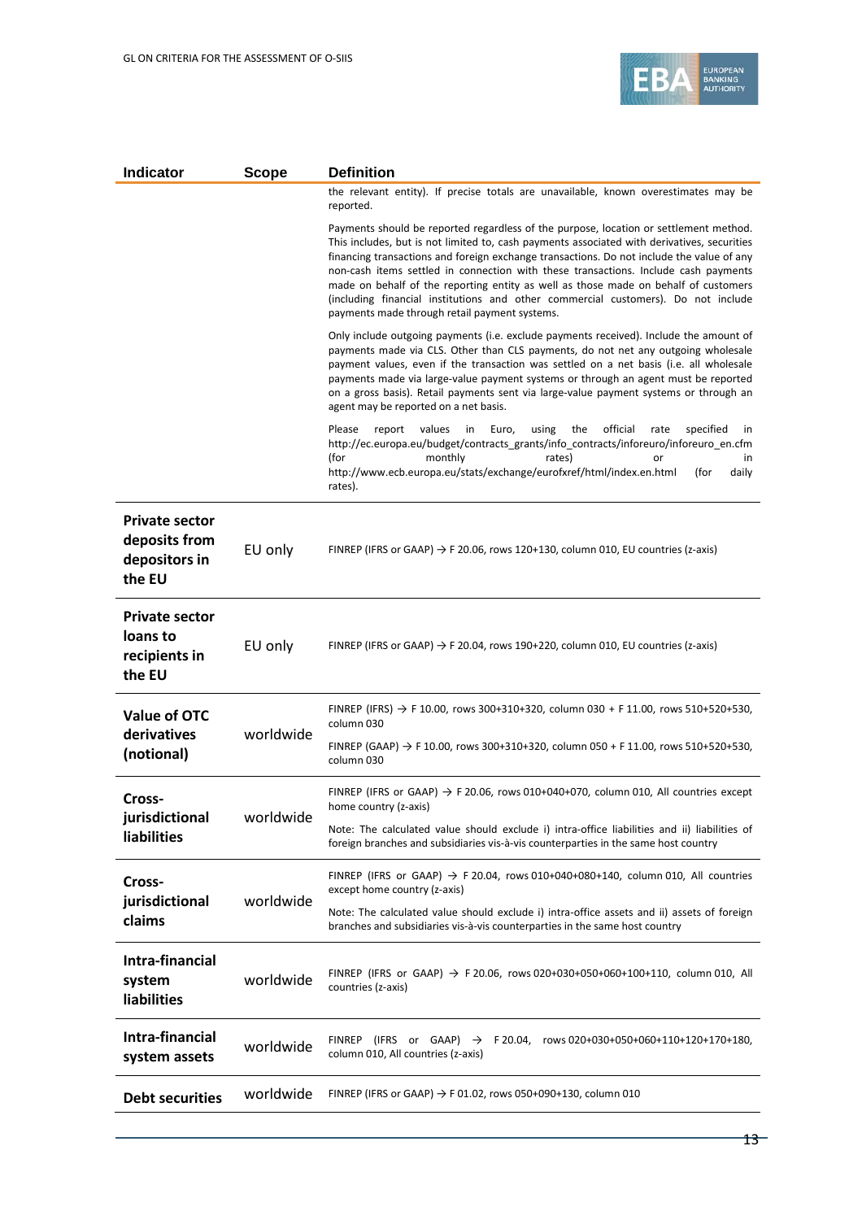| Indicator | Scope | Definition |
|---|---|---|
| | | the relevant entity). If precise totals are unavailable, known overestimates may be reported.<br><br>Payments should be reported regardless of the purpose, location or settlement method. This includes, but is not limited to, cash payments associated with derivatives, securities financing transactions and foreign exchange transactions. Do not include the value of any non-cash items settled in connection with these transactions. Include cash payments made on behalf of the reporting entity as well as those made on behalf of customers (including financial institutions and other commercial customers). Do not include payments made through retail payment systems.<br><br>Only include outgoing payments (i.e. exclude payments received). Include the amount of payments made via CLS. Other than CLS payments, do not net any outgoing wholesale payment values, even if the transaction was settled on a net basis (i.e. all wholesale payments made via large-value payment systems or through an agent must be reported on a gross basis). Retail payments sent via large-value payment systems or through an agent may be reported on a net basis.<br><br>Please report values in Euro, using the official rate specified in http://ec.europa.eu/budget/contracts_grants/info_contracts/inforeuro/inforeuro_en.cfm (for monthly rates) or in http://www.ecb.europa.eu/stats/exchange/eurofxref/html/index.en.html (for daily rates). |
| **Private sector deposits from depositors in the EU** | EU only | FINREP (IFRS or GAAP) → F 20.06, rows 120+130, column 010, EU countries (z-axis) |
| **Private sector loans to recipients in the EU** | EU only | FINREP (IFRS or GAAP) → F 20.04, rows 190+220, column 010, EU countries (z-axis) |
| **Value of OTC derivatives (notional)** | worldwide | FINREP (IFRS) → F 10.00, rows 300+310+320, column 030 + F 11.00, rows 510+520+530, column 030<br><br>FINREP (GAAP) → F 10.00, rows 300+310+320, column 050 + F 11.00, rows 510+520+530, column 030 |
| **Cross-jurisdictional liabilities** | worldwide | FINREP (IFRS or GAAP) → F 20.06, rows 010+040+070, column 010, All countries except home country (z-axis)<br><br>Note: The calculated value should exclude i) intra-office liabilities and ii) liabilities of foreign branches and subsidiaries vis-à-vis counterparties in the same host country |
| **Cross-jurisdictional claims** | worldwide | FINREP (IFRS or GAAP) → F 20.04, rows 010+040+080+140, column 010, All countries except home country (z-axis)<br><br>Note: The calculated value should exclude i) intra-office assets and ii) assets of foreign branches and subsidiaries vis-à-vis counterparties in the same host country |
| **Intra-financial system liabilities** | worldwide | FINREP (IFRS or GAAP) → F 20.06, rows 020+030+050+060+100+110, column 010, All countries (z-axis) |
| **Intra-financial system assets** | worldwide | FINREP (IFRS or GAAP) → F 20.04, rows 020+030+050+060+110+120+170+180, column 010, All countries (z-axis) |
| **Debt securities** | worldwide | FINREP (IFRS or GAAP) → F 01.02, rows 050+090+130, column 010 |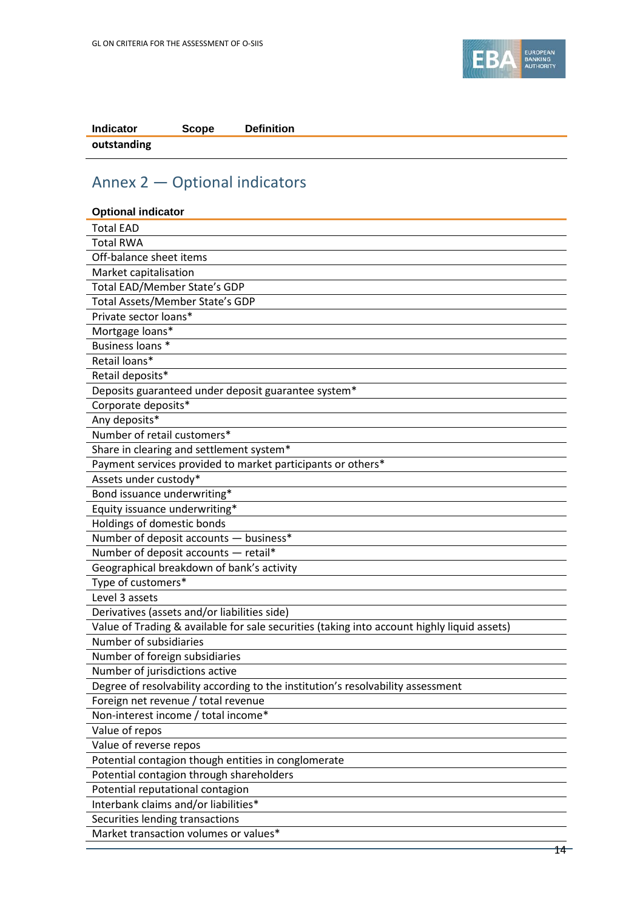| Indicator | Scope | Definition |
|---|---|---|
| outstanding | | |

## Annex 2 — Optional indicators

| Optional indicator |
|---|
| Total EAD |
| Total RWA |
| Off-balance sheet items |
| Market capitalisation |
| Total EAD/Member State's GDP |
| Total Assets/Member State's GDP |
| Private sector loans* |
| Mortgage loans* |
| Business loans * |
| Retail loans* |
| Retail deposits* |
| Deposits guaranteed under deposit guarantee system* |
| Corporate deposits* |
| Any deposits* |
| Number of retail customers* |
| Share in clearing and settlement system* |
| Payment services provided to market participants or others* |
| Assets under custody* |
| Bond issuance underwriting* |
| Equity issuance underwriting* |
| Holdings of domestic bonds |
| Number of deposit accounts — business* |
| Number of deposit accounts — retail* |
| Geographical breakdown of bank's activity |
| Type of customers* |
| Level 3 assets |
| Derivatives (assets and/or liabilities side) |
| Value of Trading & available for sale securities (taking into account highly liquid assets) |
| Number of subsidiaries |
| Number of foreign subsidiaries |
| Number of jurisdictions active |
| Degree of resolvability according to the institution's resolvability assessment |
| Foreign net revenue / total revenue |
| Non-interest income / total income* |
| Value of repos |
| Value of reverse repos |
| Potential contagion though entities in conglomerate |
| Potential contagion through shareholders |
| Potential reputational contagion |
| Interbank claims and/or liabilities* |
| Securities lending transactions |
| Market transaction volumes or values* |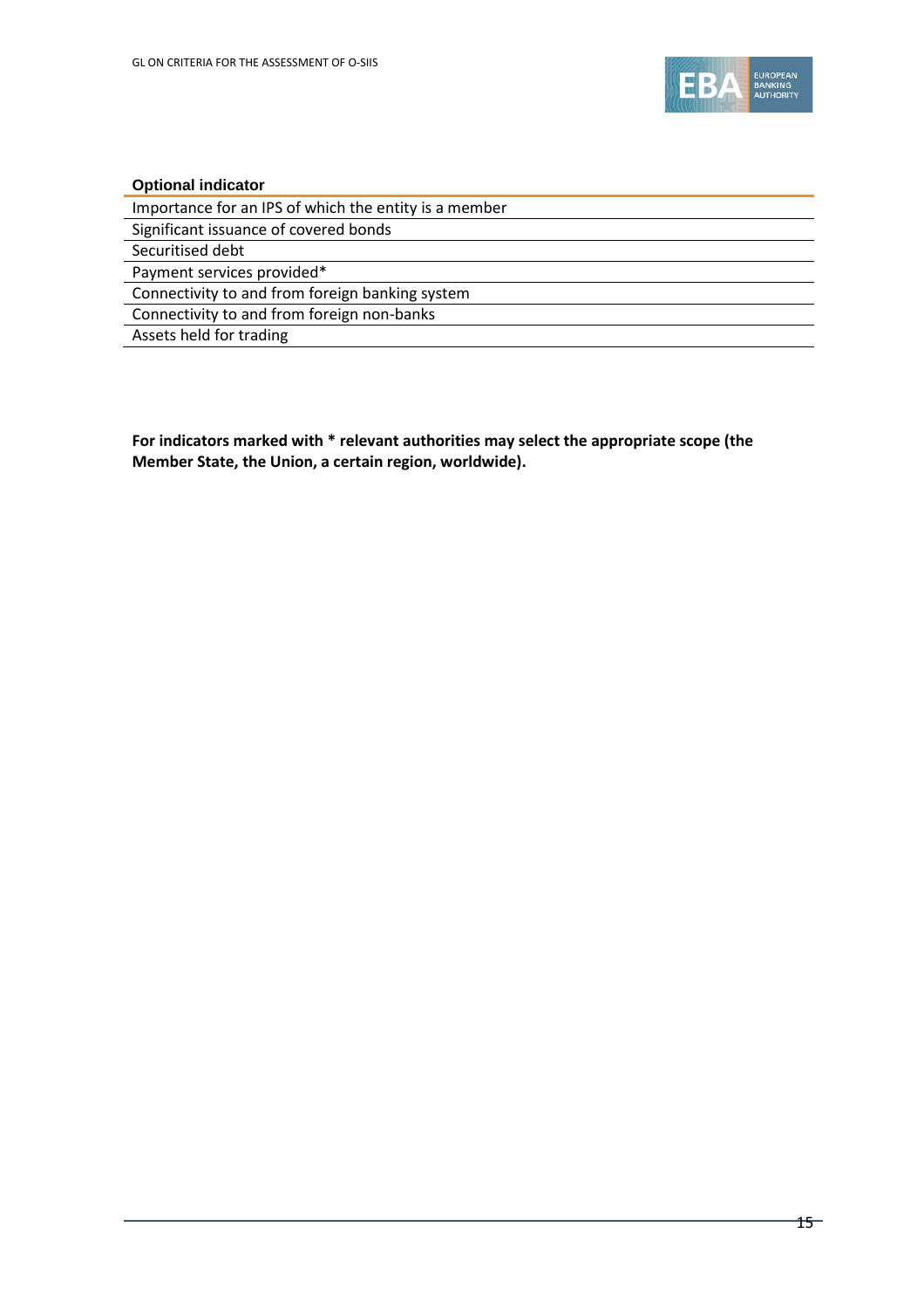| Optional indicator |
|---|
| Importance for an IPS of which the entity is a member |
| Significant issuance of covered bonds |
| Securitised debt |
| Payment services provided* |
| Connectivity to and from foreign banking system |
| Connectivity to and from foreign non-banks |
| Assets held for trading |

**For indicators marked with * relevant authorities may select the appropriate scope (the Member State, the Union, a certain region, worldwide).**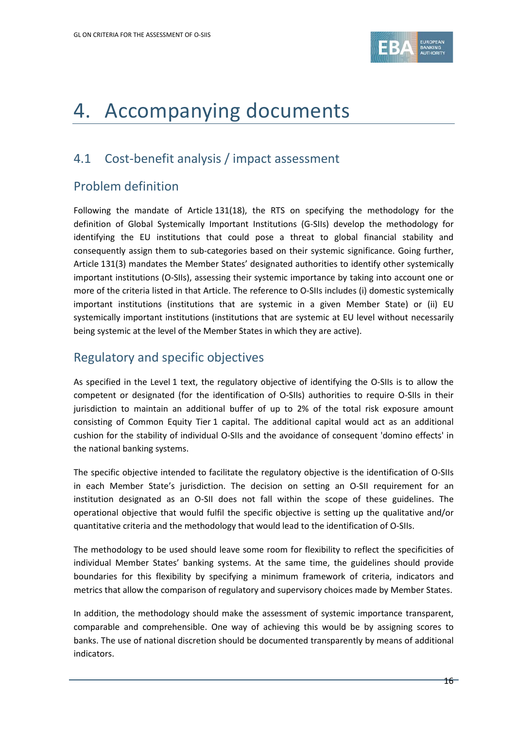# 4. Accompanying documents

## 4.1 Cost-benefit analysis / impact assessment

### Problem definition

Following the mandate of Article 131(18), the RTS on specifying the methodology for the definition of Global Systemically Important Institutions (G-SIIs) develop the methodology for identifying the EU institutions that could pose a threat to global financial stability and consequently assign them to sub-categories based on their systemic significance. Going further, Article 131(3) mandates the Member States' designated authorities to identify other systemically important institutions (O-SIIs), assessing their systemic importance by taking into account one or more of the criteria listed in that Article. The reference to O-SIIs includes (i) domestic systemically important institutions (institutions that are systemic in a given Member State) or (ii) EU systemically important institutions (institutions that are systemic at EU level without necessarily being systemic at the level of the Member States in which they are active).

### Regulatory and specific objectives

As specified in the Level 1 text, the regulatory objective of identifying the O-SIIs is to allow the competent or designated (for the identification of O-SIIs) authorities to require O-SIIs in their jurisdiction to maintain an additional buffer of up to 2% of the total risk exposure amount consisting of Common Equity Tier 1 capital. The additional capital would act as an additional cushion for the stability of individual O-SIIs and the avoidance of consequent 'domino effects' in the national banking systems.

The specific objective intended to facilitate the regulatory objective is the identification of O-SIIs in each Member State's jurisdiction. The decision on setting an O-SII requirement for an institution designated as an O-SII does not fall within the scope of these guidelines. The operational objective that would fulfil the specific objective is setting up the qualitative and/or quantitative criteria and the methodology that would lead to the identification of O-SIIs.

The methodology to be used should leave some room for flexibility to reflect the specificities of individual Member States' banking systems. At the same time, the guidelines should provide boundaries for this flexibility by specifying a minimum framework of criteria, indicators and metrics that allow the comparison of regulatory and supervisory choices made by Member States.

In addition, the methodology should make the assessment of systemic importance transparent, comparable and comprehensible. One way of achieving this would be by assigning scores to banks. The use of national discretion should be documented transparently by means of additional indicators.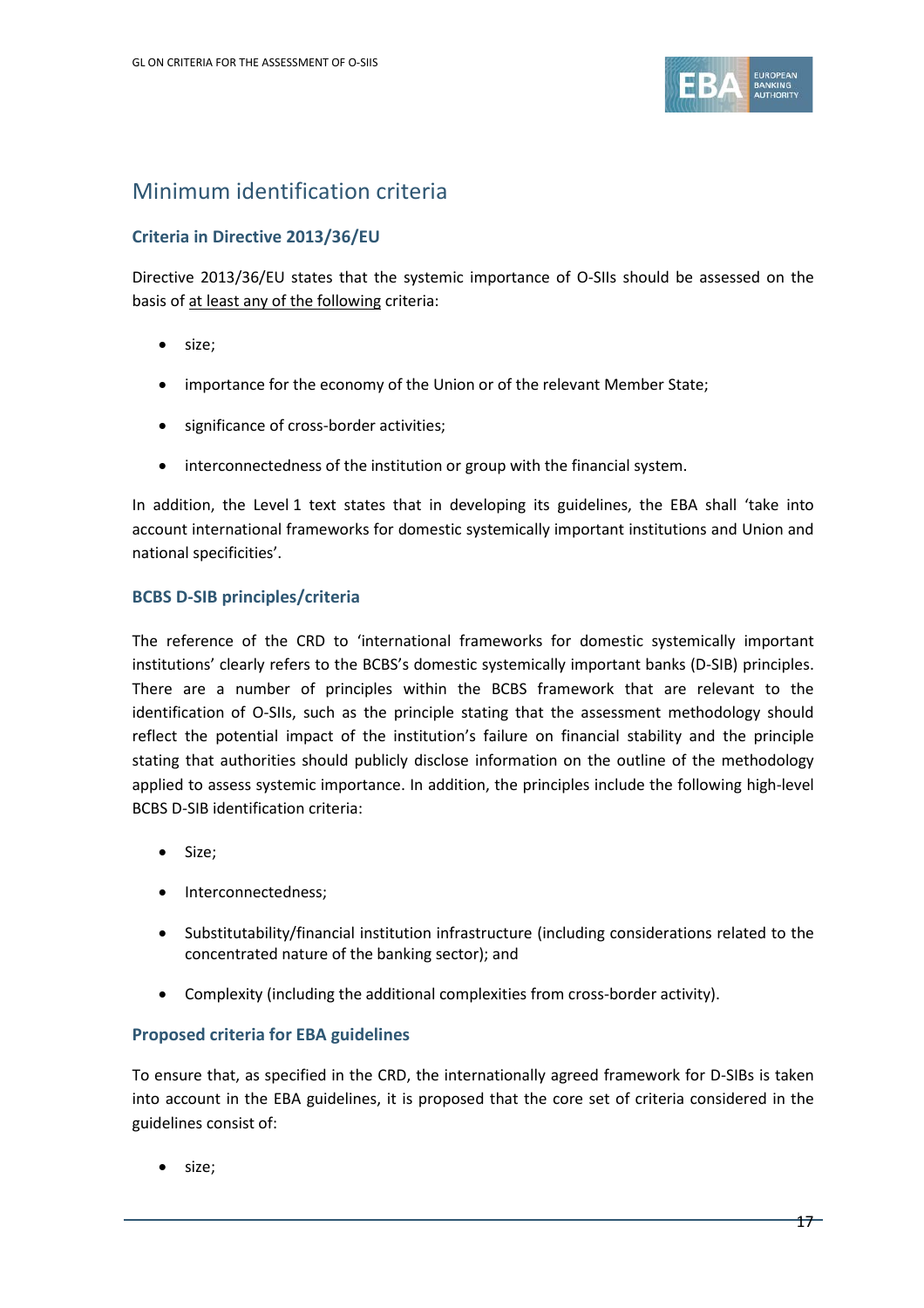## Minimum identification criteria

### Criteria in Directive 2013/36/EU

Directive 2013/36/EU states that the systemic importance of O-SIIs should be assessed on the basis of at least any of the following criteria:

- size;
- importance for the economy of the Union or of the relevant Member State;
- significance of cross-border activities;
- interconnectedness of the institution or group with the financial system.

In addition, the Level 1 text states that in developing its guidelines, the EBA shall 'take into account international frameworks for domestic systemically important institutions and Union and national specificities'.

### BCBS D-SIB principles/criteria

The reference of the CRD to 'international frameworks for domestic systemically important institutions' clearly refers to the BCBS's domestic systemically important banks (D-SIB) principles. There are a number of principles within the BCBS framework that are relevant to the identification of O-SIIs, such as the principle stating that the assessment methodology should reflect the potential impact of the institution's failure on financial stability and the principle stating that authorities should publicly disclose information on the outline of the methodology applied to assess systemic importance. In addition, the principles include the following high-level BCBS D-SIB identification criteria:

- Size;
- Interconnectedness;
- Substitutability/financial institution infrastructure (including considerations related to the concentrated nature of the banking sector); and
- Complexity (including the additional complexities from cross-border activity).

### Proposed criteria for EBA guidelines

To ensure that, as specified in the CRD, the internationally agreed framework for D-SIBs is taken into account in the EBA guidelines, it is proposed that the core set of criteria considered in the guidelines consist of:

- size;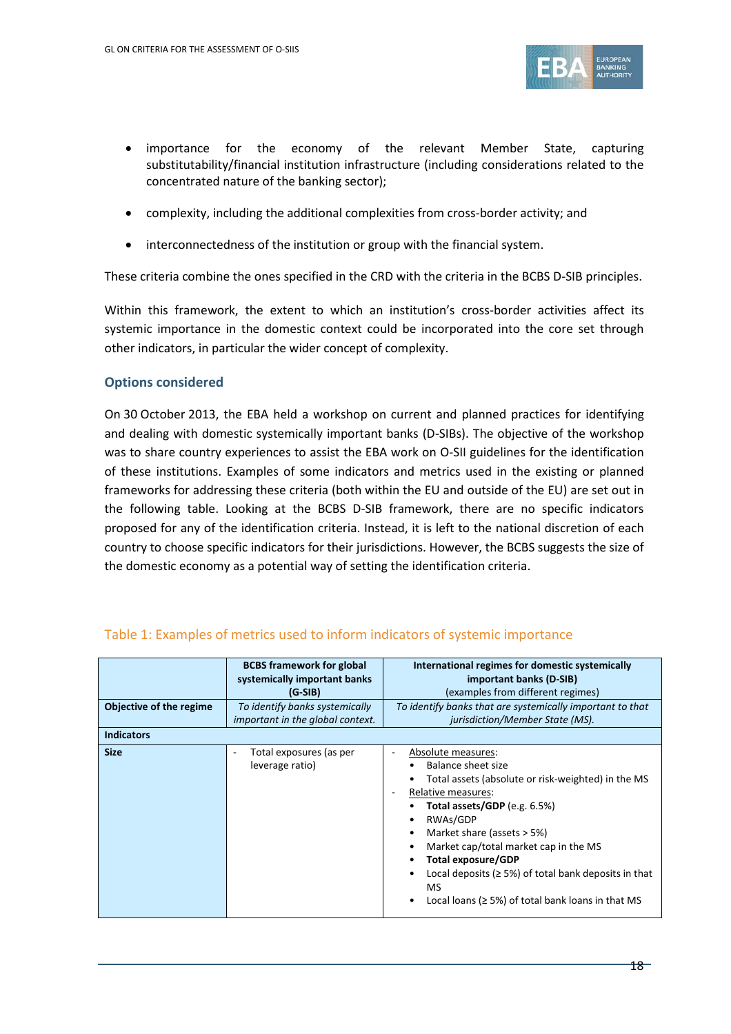- importance for the economy of the relevant Member State, capturing substitutability/financial institution infrastructure (including considerations related to the concentrated nature of the banking sector);
- complexity, including the additional complexities from cross-border activity; and
- interconnectedness of the institution or group with the financial system.

These criteria combine the ones specified in the CRD with the criteria in the BCBS D-SIB principles.

Within this framework, the extent to which an institution's cross-border activities affect its systemic importance in the domestic context could be incorporated into the core set through other indicators, in particular the wider concept of complexity.

### Options considered

On 30 October 2013, the EBA held a workshop on current and planned practices for identifying and dealing with domestic systemically important banks (D-SIBs). The objective of the workshop was to share country experiences to assist the EBA work on O-SII guidelines for the identification of these institutions. Examples of some indicators and metrics used in the existing or planned frameworks for addressing these criteria (both within the EU and outside of the EU) are set out in the following table. Looking at the BCBS D-SIB framework, there are no specific indicators proposed for any of the identification criteria. Instead, it is left to the national discretion of each country to choose specific indicators for their jurisdictions. However, the BCBS suggests the size of the domestic economy as a potential way of setting the identification criteria.

Table 1: Examples of metrics used to inform indicators of systemic importance

| | **BCBS framework for global systemically important banks (G-SIB)** | **International regimes for domestic systemically important banks (D-SIB)** (examples from different regimes) |
|---|---|---|
| **Objective of the regime** | *To identify banks systemically important in the global context.* | *To identify banks that are systemically important to that jurisdiction/Member State (MS).* |
| **Indicators** | | |
| **Size** | - Total exposures (as per leverage ratio) | - Absolute measures: <br>• Balance sheet size <br>• Total assets (absolute or risk-weighted) in the MS <br>- Relative measures: <br>• **Total assets/GDP** (e.g. 6.5%) <br>• RWAs/GDP <br>• Market share (assets > 5%) <br>• Market cap/total market cap in the MS <br>• **Total exposure/GDP** <br>• Local deposits (≥ 5%) of total bank deposits in that MS <br>• Local loans (≥ 5%) of total bank loans in that MS |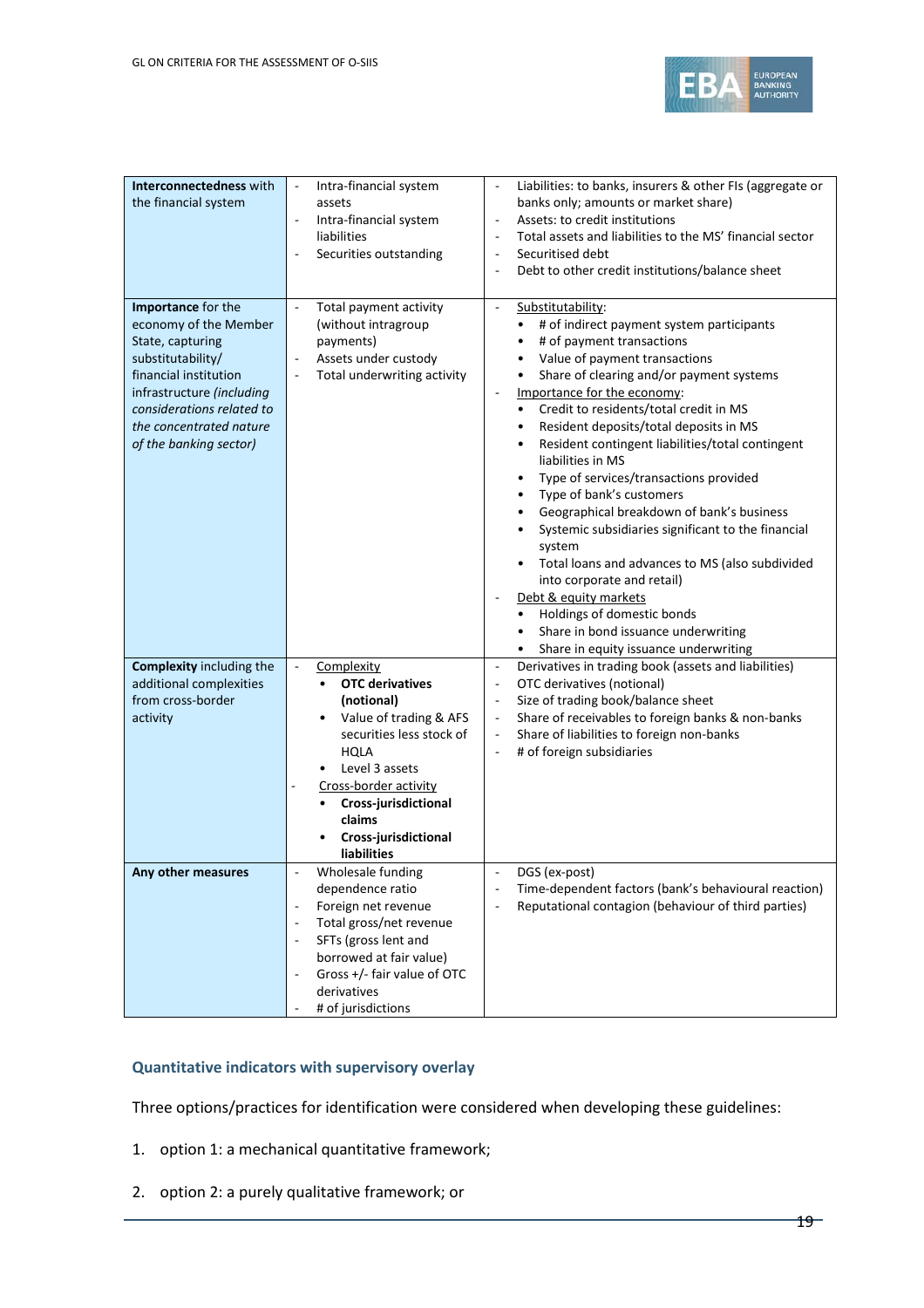| | | |
|---|---|---|
| **Interconnectedness** with the financial system | - Intra-financial system assets<br>- Intra-financial system liabilities<br>- Securities outstanding | - Liabilities: to banks, insurers & other FIs (aggregate or banks only; amounts or market share)<br>- Assets: to credit institutions<br>- Total assets and liabilities to the MS' financial sector<br>- Securitised debt<br>- Debt to other credit institutions/balance sheet |
| **Importance** for the economy of the Member State, capturing substitutability/ financial institution infrastructure *(including considerations related to the concentrated nature of the banking sector)* | - Total payment activity (without intragroup payments)<br>- Assets under custody<br>- Total underwriting activity | - Substitutability:<br>• # of indirect payment system participants<br>• # of payment transactions<br>• Value of payment transactions<br>• Share of clearing and/or payment systems<br>- Importance for the economy:<br>• Credit to residents/total credit in MS<br>• Resident deposits/total deposits in MS<br>• Resident contingent liabilities/total contingent liabilities in MS<br>• Type of services/transactions provided<br>• Type of bank's customers<br>• Geographical breakdown of bank's business<br>• Systemic subsidiaries significant to the financial system<br>• Total loans and advances to MS (also subdivided into corporate and retail)<br>- Debt & equity markets<br>• Holdings of domestic bonds<br>• Share in bond issuance underwriting<br>• Share in equity issuance underwriting |
| **Complexity** including the additional complexities from cross-border activity | - Complexity<br>• **OTC derivatives (notional)**<br>• Value of trading & AFS securities less stock of HQLA<br>• Level 3 assets<br>- Cross-border activity<br>• **Cross-jurisdictional claims**<br>• **Cross-jurisdictional liabilities** | - Derivatives in trading book (assets and liabilities)<br>- OTC derivatives (notional)<br>- Size of trading book/balance sheet<br>- Share of receivables to foreign banks & non-banks<br>- Share of liabilities to foreign non-banks<br>- # of foreign subsidiaries |
| **Any other measures** | - Wholesale funding dependence ratio<br>- Foreign net revenue<br>- Total gross/net revenue<br>- SFTs (gross lent and borrowed at fair value)<br>- Gross +/- fair value of OTC derivatives<br>- # of jurisdictions | - DGS (ex-post)<br>- Time-dependent factors (bank's behavioural reaction)<br>- Reputational contagion (behaviour of third parties) |

### Quantitative indicators with supervisory overlay

Three options/practices for identification were considered when developing these guidelines:

1. option 1: a mechanical quantitative framework;
2. option 2: a purely qualitative framework; or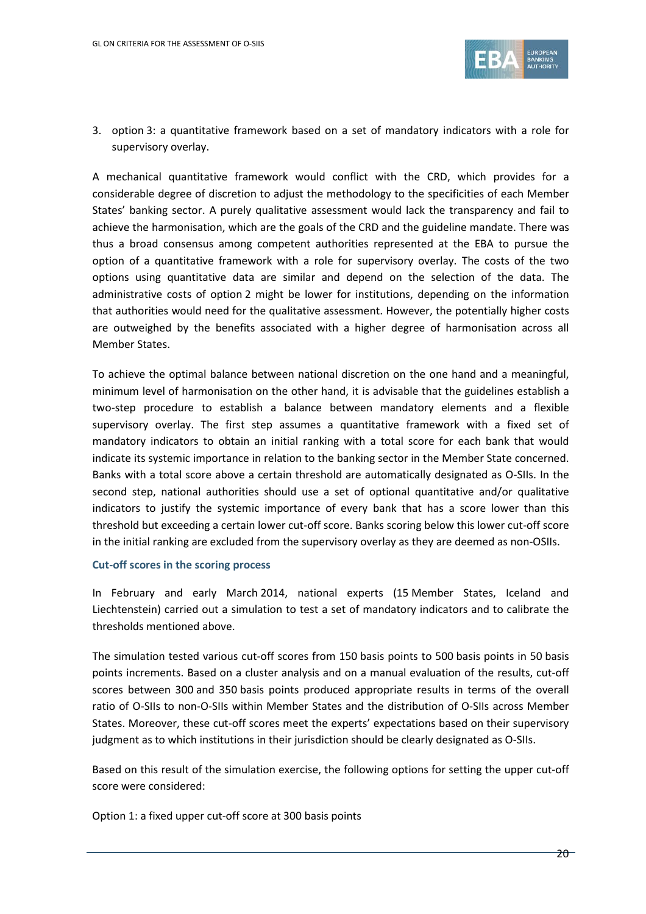3. option 3: a quantitative framework based on a set of mandatory indicators with a role for supervisory overlay.

A mechanical quantitative framework would conflict with the CRD, which provides for a considerable degree of discretion to adjust the methodology to the specificities of each Member States' banking sector. A purely qualitative assessment would lack the transparency and fail to achieve the harmonisation, which are the goals of the CRD and the guideline mandate. There was thus a broad consensus among competent authorities represented at the EBA to pursue the option of a quantitative framework with a role for supervisory overlay. The costs of the two options using quantitative data are similar and depend on the selection of the data. The administrative costs of option 2 might be lower for institutions, depending on the information that authorities would need for the qualitative assessment. However, the potentially higher costs are outweighed by the benefits associated with a higher degree of harmonisation across all Member States.

To achieve the optimal balance between national discretion on the one hand and a meaningful, minimum level of harmonisation on the other hand, it is advisable that the guidelines establish a two-step procedure to establish a balance between mandatory elements and a flexible supervisory overlay. The first step assumes a quantitative framework with a fixed set of mandatory indicators to obtain an initial ranking with a total score for each bank that would indicate its systemic importance in relation to the banking sector in the Member State concerned. Banks with a total score above a certain threshold are automatically designated as O-SIIs. In the second step, national authorities should use a set of optional quantitative and/or qualitative indicators to justify the systemic importance of every bank that has a score lower than this threshold but exceeding a certain lower cut-off score. Banks scoring below this lower cut-off score in the initial ranking are excluded from the supervisory overlay as they are deemed as non-OSIIs.

### Cut-off scores in the scoring process

In February and early March 2014, national experts (15 Member States, Iceland and Liechtenstein) carried out a simulation to test a set of mandatory indicators and to calibrate the thresholds mentioned above.

The simulation tested various cut-off scores from 150 basis points to 500 basis points in 50 basis points increments. Based on a cluster analysis and on a manual evaluation of the results, cut-off scores between 300 and 350 basis points produced appropriate results in terms of the overall ratio of O-SIIs to non-O-SIIs within Member States and the distribution of O-SIIs across Member States. Moreover, these cut-off scores meet the experts' expectations based on their supervisory judgment as to which institutions in their jurisdiction should be clearly designated as O-SIIs.

Based on this result of the simulation exercise, the following options for setting the upper cut-off score were considered:

Option 1: a fixed upper cut-off score at 300 basis points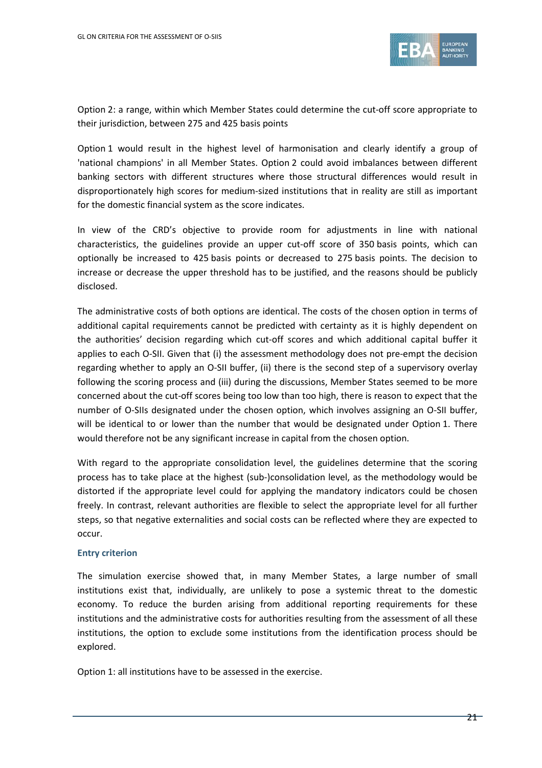Option 2: a range, within which Member States could determine the cut-off score appropriate to their jurisdiction, between 275 and 425 basis points

Option 1 would result in the highest level of harmonisation and clearly identify a group of 'national champions' in all Member States. Option 2 could avoid imbalances between different banking sectors with different structures where those structural differences would result in disproportionately high scores for medium-sized institutions that in reality are still as important for the domestic financial system as the score indicates.

In view of the CRD's objective to provide room for adjustments in line with national characteristics, the guidelines provide an upper cut-off score of 350 basis points, which can optionally be increased to 425 basis points or decreased to 275 basis points. The decision to increase or decrease the upper threshold has to be justified, and the reasons should be publicly disclosed.

The administrative costs of both options are identical. The costs of the chosen option in terms of additional capital requirements cannot be predicted with certainty as it is highly dependent on the authorities' decision regarding which cut-off scores and which additional capital buffer it applies to each O-SII. Given that (i) the assessment methodology does not pre-empt the decision regarding whether to apply an O-SII buffer, (ii) there is the second step of a supervisory overlay following the scoring process and (iii) during the discussions, Member States seemed to be more concerned about the cut-off scores being too low than too high, there is reason to expect that the number of O-SIIs designated under the chosen option, which involves assigning an O-SII buffer, will be identical to or lower than the number that would be designated under Option 1. There would therefore not be any significant increase in capital from the chosen option.

With regard to the appropriate consolidation level, the guidelines determine that the scoring process has to take place at the highest (sub-)consolidation level, as the methodology would be distorted if the appropriate level could for applying the mandatory indicators could be chosen freely. In contrast, relevant authorities are flexible to select the appropriate level for all further steps, so that negative externalities and social costs can be reflected where they are expected to occur.

### Entry criterion

The simulation exercise showed that, in many Member States, a large number of small institutions exist that, individually, are unlikely to pose a systemic threat to the domestic economy. To reduce the burden arising from additional reporting requirements for these institutions and the administrative costs for authorities resulting from the assessment of all these institutions, the option to exclude some institutions from the identification process should be explored.

Option 1: all institutions have to be assessed in the exercise.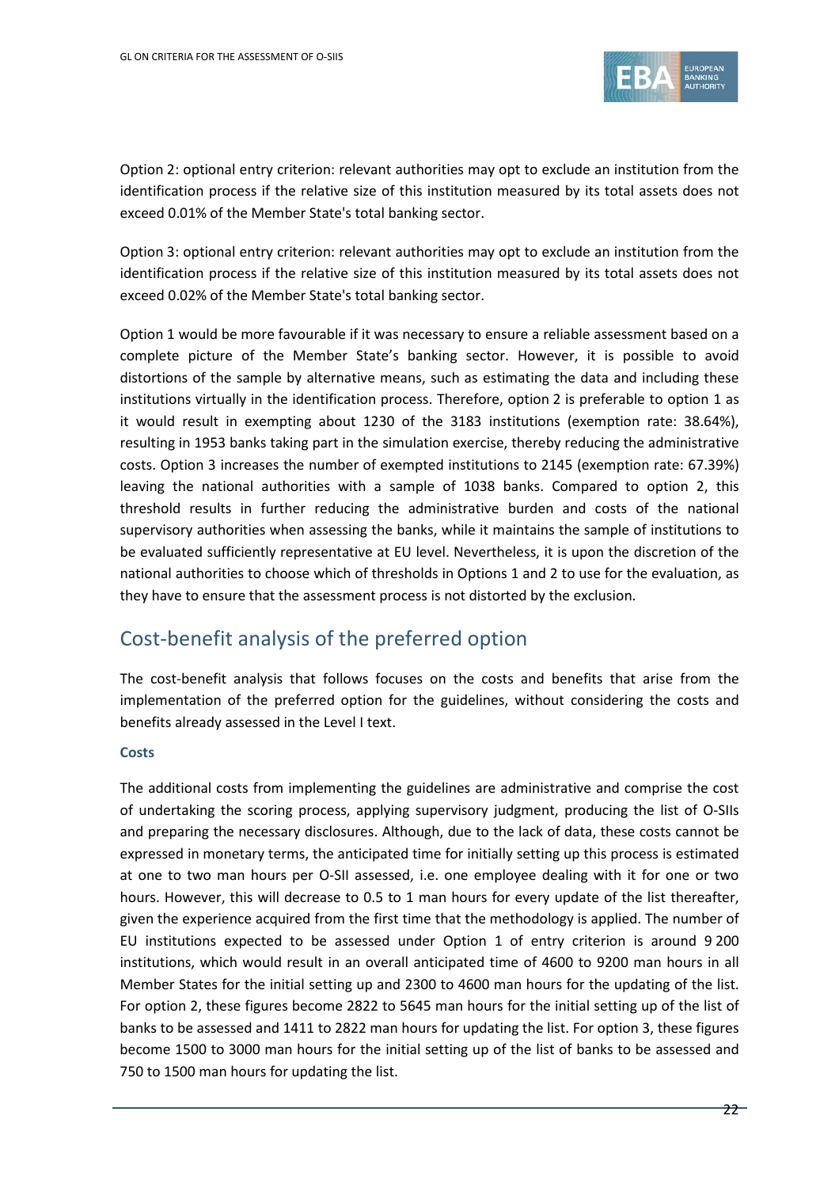Option 2: optional entry criterion: relevant authorities may opt to exclude an institution from the identification process if the relative size of this institution measured by its total assets does not exceed 0.01% of the Member State's total banking sector.

Option 3: optional entry criterion: relevant authorities may opt to exclude an institution from the identification process if the relative size of this institution measured by its total assets does not exceed 0.02% of the Member State's total banking sector.

Option 1 would be more favourable if it was necessary to ensure a reliable assessment based on a complete picture of the Member State's banking sector. However, it is possible to avoid distortions of the sample by alternative means, such as estimating the data and including these institutions virtually in the identification process. Therefore, option 2 is preferable to option 1 as it would result in exempting about 1230 of the 3183 institutions (exemption rate: 38.64%), resulting in 1953 banks taking part in the simulation exercise, thereby reducing the administrative costs. Option 3 increases the number of exempted institutions to 2145 (exemption rate: 67.39%) leaving the national authorities with a sample of 1038 banks. Compared to option 2, this threshold results in further reducing the administrative burden and costs of the national supervisory authorities when assessing the banks, while it maintains the sample of institutions to be evaluated sufficiently representative at EU level. Nevertheless, it is upon the discretion of the national authorities to choose which of thresholds in Options 1 and 2 to use for the evaluation, as they have to ensure that the assessment process is not distorted by the exclusion.

## Cost-benefit analysis of the preferred option

The cost-benefit analysis that follows focuses on the costs and benefits that arise from the implementation of the preferred option for the guidelines, without considering the costs and benefits already assessed in the Level I text.

### Costs

The additional costs from implementing the guidelines are administrative and comprise the cost of undertaking the scoring process, applying supervisory judgment, producing the list of O-SIIs and preparing the necessary disclosures. Although, due to the lack of data, these costs cannot be expressed in monetary terms, the anticipated time for initially setting up this process is estimated at one to two man hours per O-SII assessed, i.e. one employee dealing with it for one or two hours. However, this will decrease to 0.5 to 1 man hours for every update of the list thereafter, given the experience acquired from the first time that the methodology is applied. The number of EU institutions expected to be assessed under Option 1 of entry criterion is around 9 200 institutions, which would result in an overall anticipated time of 4600 to 9200 man hours in all Member States for the initial setting up and 2300 to 4600 man hours for the updating of the list. For option 2, these figures become 2822 to 5645 man hours for the initial setting up of the list of banks to be assessed and 1411 to 2822 man hours for updating the list. For option 3, these figures become 1500 to 3000 man hours for the initial setting up of the list of banks to be assessed and 750 to 1500 man hours for updating the list.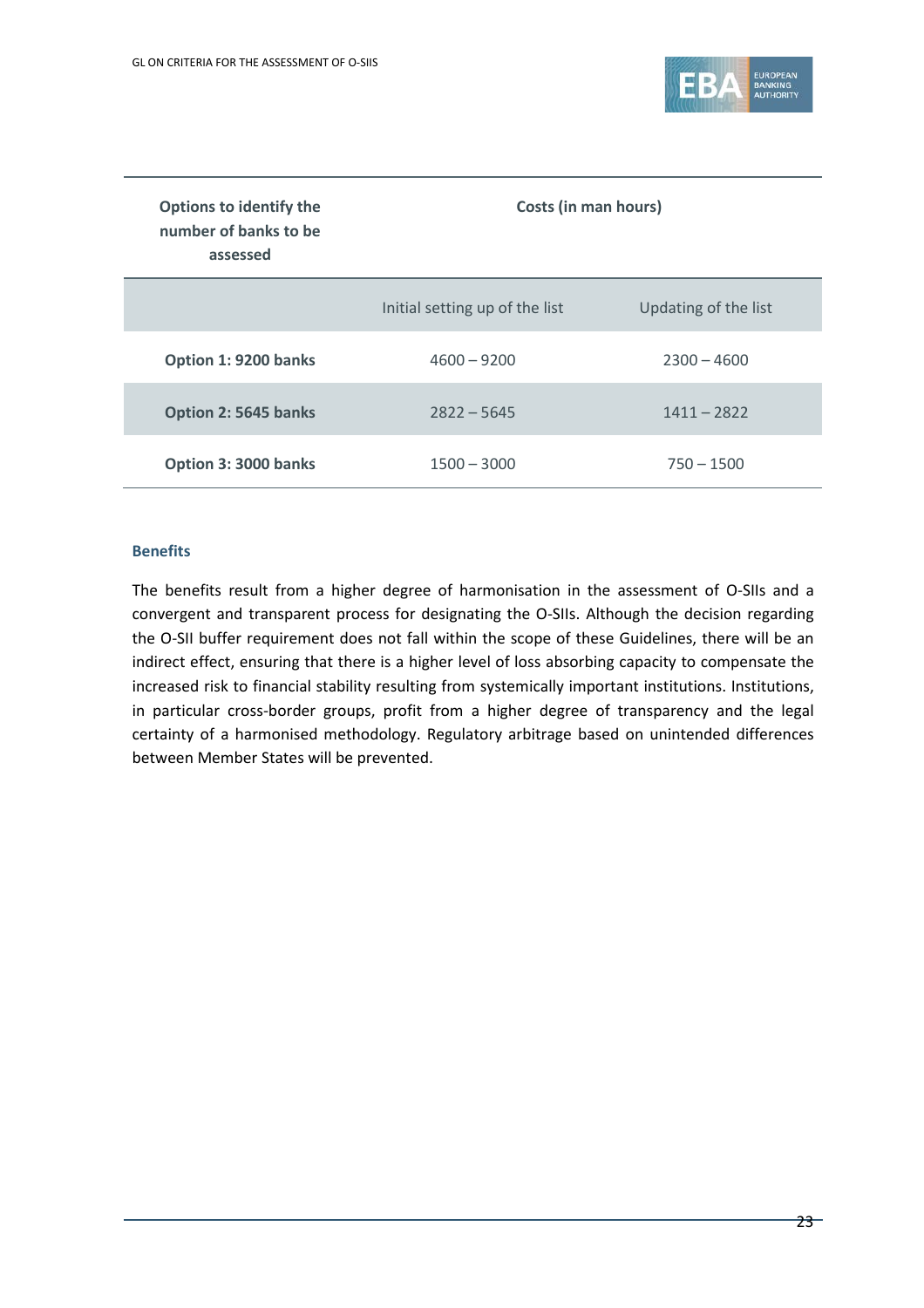| Options to identify the number of banks to be assessed | Costs (in man hours) | |
|---|---|---|
| | Initial setting up of the list | Updating of the list |
| **Option 1: 9200 banks** | 4600 – 9200 | 2300 – 4600 |
| **Option 2: 5645 banks** | 2822 – 5645 | 1411 – 2822 |
| **Option 3: 3000 banks** | 1500 – 3000 | 750 – 1500 |

### Benefits

The benefits result from a higher degree of harmonisation in the assessment of O-SIIs and a convergent and transparent process for designating the O-SIIs. Although the decision regarding the O-SII buffer requirement does not fall within the scope of these Guidelines, there will be an indirect effect, ensuring that there is a higher level of loss absorbing capacity to compensate the increased risk to financial stability resulting from systemically important institutions. Institutions, in particular cross-border groups, profit from a higher degree of transparency and the legal certainty of a harmonised methodology. Regulatory arbitrage based on unintended differences between Member States will be prevented.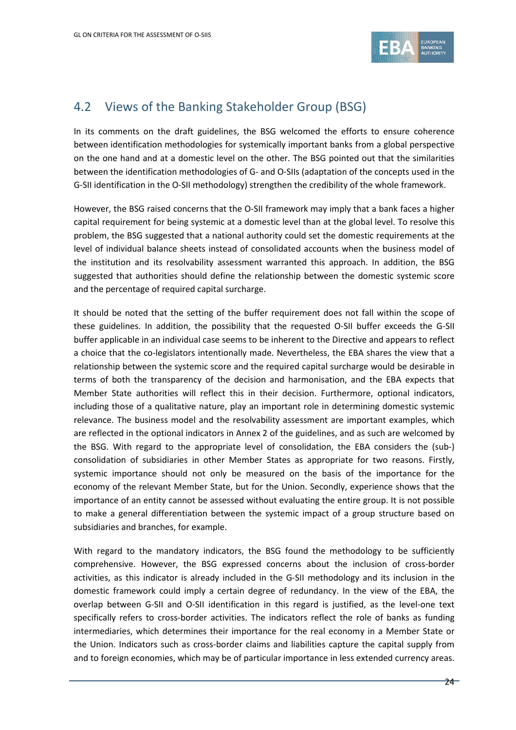## 4.2 Views of the Banking Stakeholder Group (BSG)

In its comments on the draft guidelines, the BSG welcomed the efforts to ensure coherence between identification methodologies for systemically important banks from a global perspective on the one hand and at a domestic level on the other. The BSG pointed out that the similarities between the identification methodologies of G- and O-SIIs (adaptation of the concepts used in the G-SII identification in the O-SII methodology) strengthen the credibility of the whole framework.

However, the BSG raised concerns that the O-SII framework may imply that a bank faces a higher capital requirement for being systemic at a domestic level than at the global level. To resolve this problem, the BSG suggested that a national authority could set the domestic requirements at the level of individual balance sheets instead of consolidated accounts when the business model of the institution and its resolvability assessment warranted this approach. In addition, the BSG suggested that authorities should define the relationship between the domestic systemic score and the percentage of required capital surcharge.

It should be noted that the setting of the buffer requirement does not fall within the scope of these guidelines. In addition, the possibility that the requested O-SII buffer exceeds the G-SII buffer applicable in an individual case seems to be inherent to the Directive and appears to reflect a choice that the co-legislators intentionally made. Nevertheless, the EBA shares the view that a relationship between the systemic score and the required capital surcharge would be desirable in terms of both the transparency of the decision and harmonisation, and the EBA expects that Member State authorities will reflect this in their decision. Furthermore, optional indicators, including those of a qualitative nature, play an important role in determining domestic systemic relevance. The business model and the resolvability assessment are important examples, which are reflected in the optional indicators in Annex 2 of the guidelines, and as such are welcomed by the BSG. With regard to the appropriate level of consolidation, the EBA considers the (sub-) consolidation of subsidiaries in other Member States as appropriate for two reasons. Firstly, systemic importance should not only be measured on the basis of the importance for the economy of the relevant Member State, but for the Union. Secondly, experience shows that the importance of an entity cannot be assessed without evaluating the entire group. It is not possible to make a general differentiation between the systemic impact of a group structure based on subsidiaries and branches, for example.

With regard to the mandatory indicators, the BSG found the methodology to be sufficiently comprehensive. However, the BSG expressed concerns about the inclusion of cross-border activities, as this indicator is already included in the G-SII methodology and its inclusion in the domestic framework could imply a certain degree of redundancy. In the view of the EBA, the overlap between G-SII and O-SII identification in this regard is justified, as the level-one text specifically refers to cross-border activities. The indicators reflect the role of banks as funding intermediaries, which determines their importance for the real economy in a Member State or the Union. Indicators such as cross-border claims and liabilities capture the capital supply from and to foreign economies, which may be of particular importance in less extended currency areas.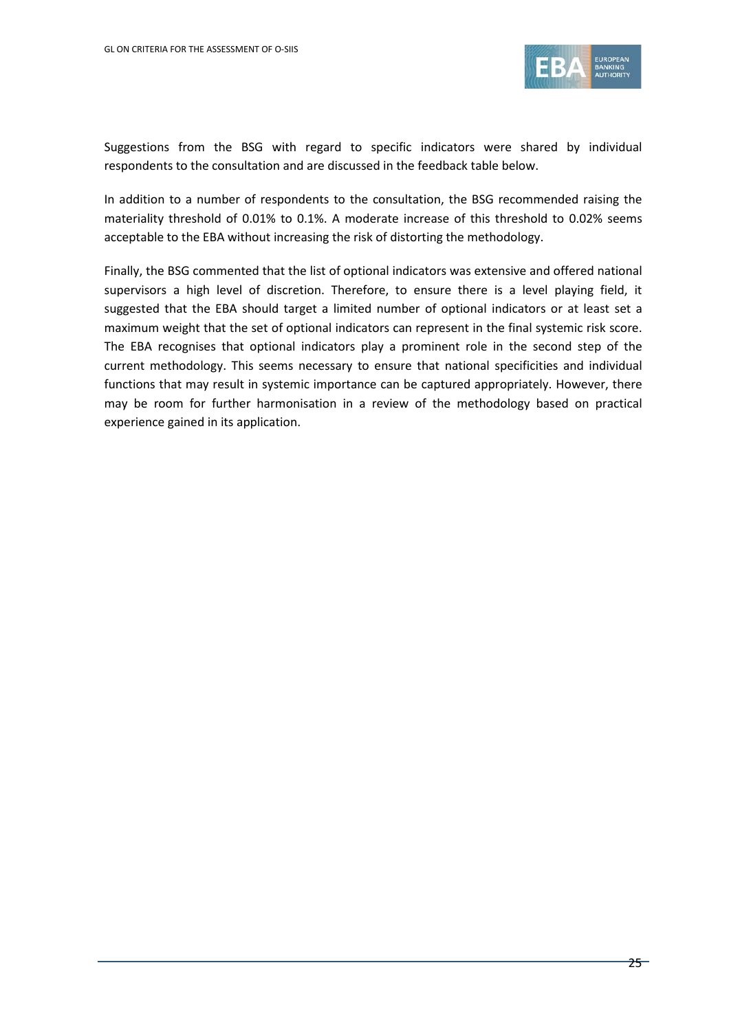Suggestions from the BSG with regard to specific indicators were shared by individual respondents to the consultation and are discussed in the feedback table below.

In addition to a number of respondents to the consultation, the BSG recommended raising the materiality threshold of 0.01% to 0.1%. A moderate increase of this threshold to 0.02% seems acceptable to the EBA without increasing the risk of distorting the methodology.

Finally, the BSG commented that the list of optional indicators was extensive and offered national supervisors a high level of discretion. Therefore, to ensure there is a level playing field, it suggested that the EBA should target a limited number of optional indicators or at least set a maximum weight that the set of optional indicators can represent in the final systemic risk score. The EBA recognises that optional indicators play a prominent role in the second step of the current methodology. This seems necessary to ensure that national specificities and individual functions that may result in systemic importance can be captured appropriately. However, there may be room for further harmonisation in a review of the methodology based on practical experience gained in its application.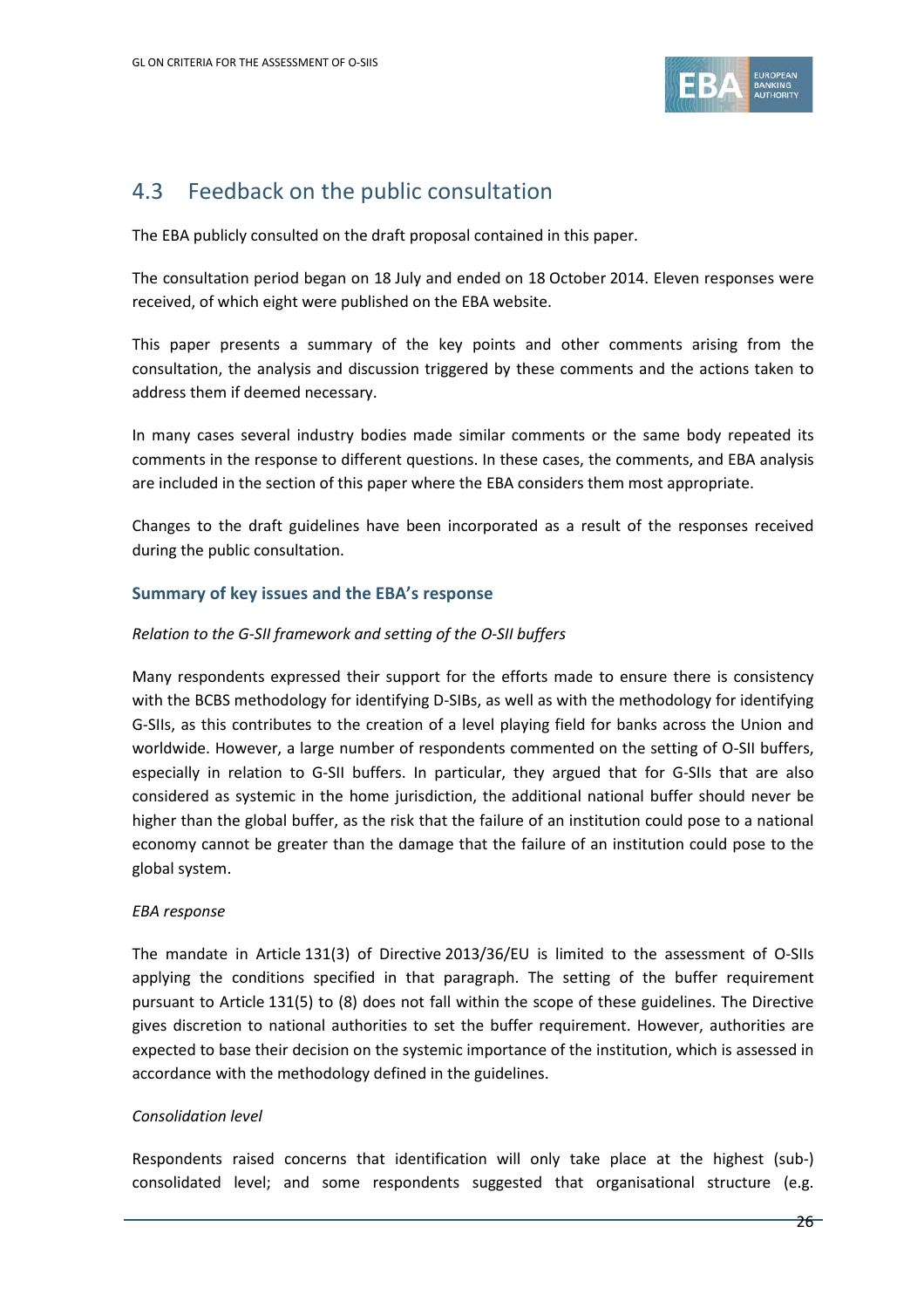## 4.3 Feedback on the public consultation

The EBA publicly consulted on the draft proposal contained in this paper.

The consultation period began on 18 July and ended on 18 October 2014. Eleven responses were received, of which eight were published on the EBA website.

This paper presents a summary of the key points and other comments arising from the consultation, the analysis and discussion triggered by these comments and the actions taken to address them if deemed necessary.

In many cases several industry bodies made similar comments or the same body repeated its comments in the response to different questions. In these cases, the comments, and EBA analysis are included in the section of this paper where the EBA considers them most appropriate.

Changes to the draft guidelines have been incorporated as a result of the responses received during the public consultation.

### Summary of key issues and the EBA's response

*Relation to the G-SII framework and setting of the O-SII buffers*

Many respondents expressed their support for the efforts made to ensure there is consistency with the BCBS methodology for identifying D-SIBs, as well as with the methodology for identifying G-SIIs, as this contributes to the creation of a level playing field for banks across the Union and worldwide. However, a large number of respondents commented on the setting of O-SII buffers, especially in relation to G-SII buffers. In particular, they argued that for G-SIIs that are also considered as systemic in the home jurisdiction, the additional national buffer should never be higher than the global buffer, as the risk that the failure of an institution could pose to a national economy cannot be greater than the damage that the failure of an institution could pose to the global system.

*EBA response*

The mandate in Article 131(3) of Directive 2013/36/EU is limited to the assessment of O-SIIs applying the conditions specified in that paragraph. The setting of the buffer requirement pursuant to Article 131(5) to (8) does not fall within the scope of these guidelines. The Directive gives discretion to national authorities to set the buffer requirement. However, authorities are expected to base their decision on the systemic importance of the institution, which is assessed in accordance with the methodology defined in the guidelines.

*Consolidation level*

Respondents raised concerns that identification will only take place at the highest (sub-) consolidated level; and some respondents suggested that organisational structure (e.g.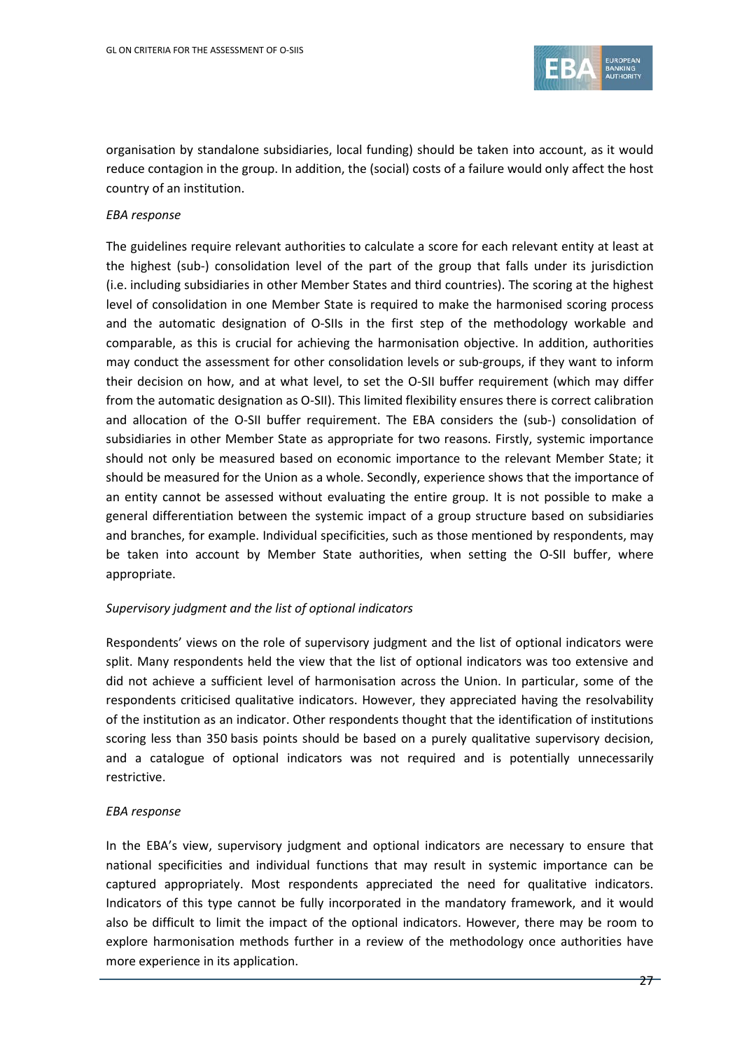organisation by standalone subsidiaries, local funding) should be taken into account, as it would reduce contagion in the group. In addition, the (social) costs of a failure would only affect the host country of an institution.

*EBA response*

The guidelines require relevant authorities to calculate a score for each relevant entity at least at the highest (sub-) consolidation level of the part of the group that falls under its jurisdiction (i.e. including subsidiaries in other Member States and third countries). The scoring at the highest level of consolidation in one Member State is required to make the harmonised scoring process and the automatic designation of O-SIIs in the first step of the methodology workable and comparable, as this is crucial for achieving the harmonisation objective. In addition, authorities may conduct the assessment for other consolidation levels or sub-groups, if they want to inform their decision on how, and at what level, to set the O-SII buffer requirement (which may differ from the automatic designation as O-SII). This limited flexibility ensures there is correct calibration and allocation of the O-SII buffer requirement. The EBA considers the (sub-) consolidation of subsidiaries in other Member State as appropriate for two reasons. Firstly, systemic importance should not only be measured based on economic importance to the relevant Member State; it should be measured for the Union as a whole. Secondly, experience shows that the importance of an entity cannot be assessed without evaluating the entire group. It is not possible to make a general differentiation between the systemic impact of a group structure based on subsidiaries and branches, for example. Individual specificities, such as those mentioned by respondents, may be taken into account by Member State authorities, when setting the O-SII buffer, where appropriate.

*Supervisory judgment and the list of optional indicators*

Respondents' views on the role of supervisory judgment and the list of optional indicators were split. Many respondents held the view that the list of optional indicators was too extensive and did not achieve a sufficient level of harmonisation across the Union. In particular, some of the respondents criticised qualitative indicators. However, they appreciated having the resolvability of the institution as an indicator. Other respondents thought that the identification of institutions scoring less than 350 basis points should be based on a purely qualitative supervisory decision, and a catalogue of optional indicators was not required and is potentially unnecessarily restrictive.

*EBA response*

In the EBA's view, supervisory judgment and optional indicators are necessary to ensure that national specificities and individual functions that may result in systemic importance can be captured appropriately. Most respondents appreciated the need for qualitative indicators. Indicators of this type cannot be fully incorporated in the mandatory framework, and it would also be difficult to limit the impact of the optional indicators. However, there may be room to explore harmonisation methods further in a review of the methodology once authorities have more experience in its application.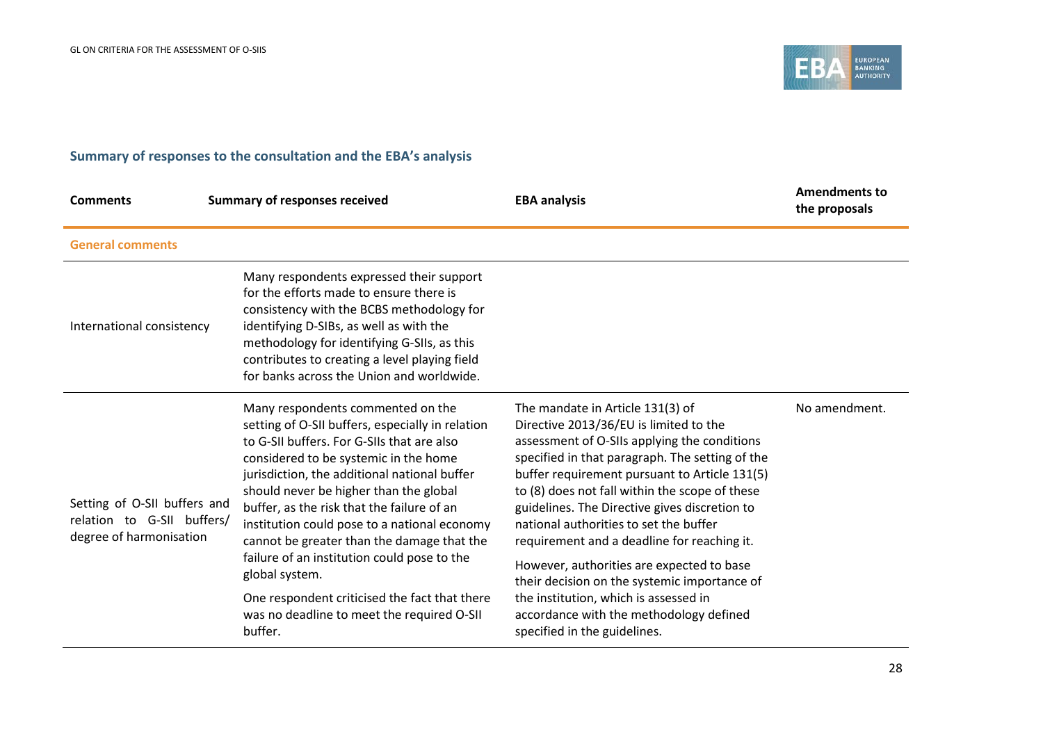## Summary of responses to the consultation and the EBA's analysis

| Comments | Summary of responses received | EBA analysis | Amendments to the proposals |
|---|---|---|---|
| **General comments** | | | |
| International consistency | Many respondents expressed their support for the efforts made to ensure there is consistency with the BCBS methodology for identifying D-SIBs, as well as with the methodology for identifying G-SIIs, as this contributes to creating a level playing field for banks across the Union and worldwide. | | |
| Setting of O-SII buffers and relation to G-SII buffers/ degree of harmonisation | Many respondents commented on the setting of O-SII buffers, especially in relation to G-SII buffers. For G-SIIs that are also considered to be systemic in the home jurisdiction, the additional national buffer should never be higher than the global buffer, as the risk that the failure of an institution could pose to a national economy cannot be greater than the damage that the failure of an institution could pose to the global system. One respondent criticised the fact that there was no deadline to meet the required O-SII buffer. | The mandate in Article 131(3) of Directive 2013/36/EU is limited to the assessment of O-SIIs applying the conditions specified in that paragraph. The setting of the buffer requirement pursuant to Article 131(5) to (8) does not fall within the scope of these guidelines. The Directive gives discretion to national authorities to set the buffer requirement and a deadline for reaching it. However, authorities are expected to base their decision on the systemic importance of the institution, which is assessed in accordance with the methodology defined specified in the guidelines. | No amendment. |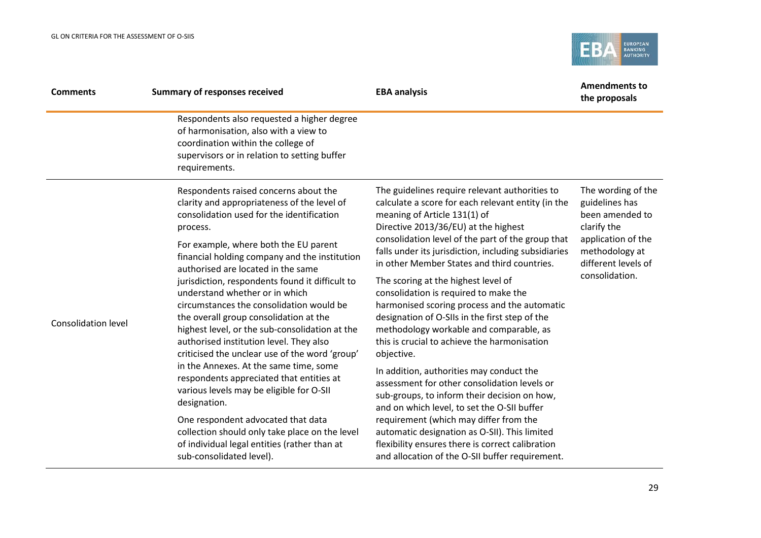| Comments | Summary of responses received | EBA analysis | Amendments to the proposals |
|---|---|---|---|
| | Respondents also requested a higher degree of harmonisation, also with a view to coordination within the college of supervisors or in relation to setting buffer requirements. | | |
| Consolidation level | Respondents raised concerns about the clarity and appropriateness of the level of consolidation used for the identification process.<br><br>For example, where both the EU parent financial holding company and the institution authorised are located in the same jurisdiction, respondents found it difficult to understand whether or in which circumstances the consolidation would be the overall group consolidation at the highest level, or the sub-consolidation at the authorised institution level. They also criticised the unclear use of the word 'group' in the Annexes. At the same time, some respondents appreciated that entities at various levels may be eligible for O-SII designation.<br><br>One respondent advocated that data collection should only take place on the level of individual legal entities (rather than at sub-consolidated level). | The guidelines require relevant authorities to calculate a score for each relevant entity (in the meaning of Article 131(1) of Directive 2013/36/EU) at the highest consolidation level of the part of the group that falls under its jurisdiction, including subsidiaries in other Member States and third countries.<br><br>The scoring at the highest level of consolidation is required to make the harmonised scoring process and the automatic designation of O-SIIs in the first step of the methodology workable and comparable, as this is crucial to achieve the harmonisation objective.<br><br>In addition, authorities may conduct the assessment for other consolidation levels or sub-groups, to inform their decision on how, and on which level, to set the O-SII buffer requirement (which may differ from the automatic designation as O-SII). This limited flexibility ensures there is correct calibration and allocation of the O-SII buffer requirement. | The wording of the guidelines has been amended to clarify the application of the methodology at different levels of consolidation. |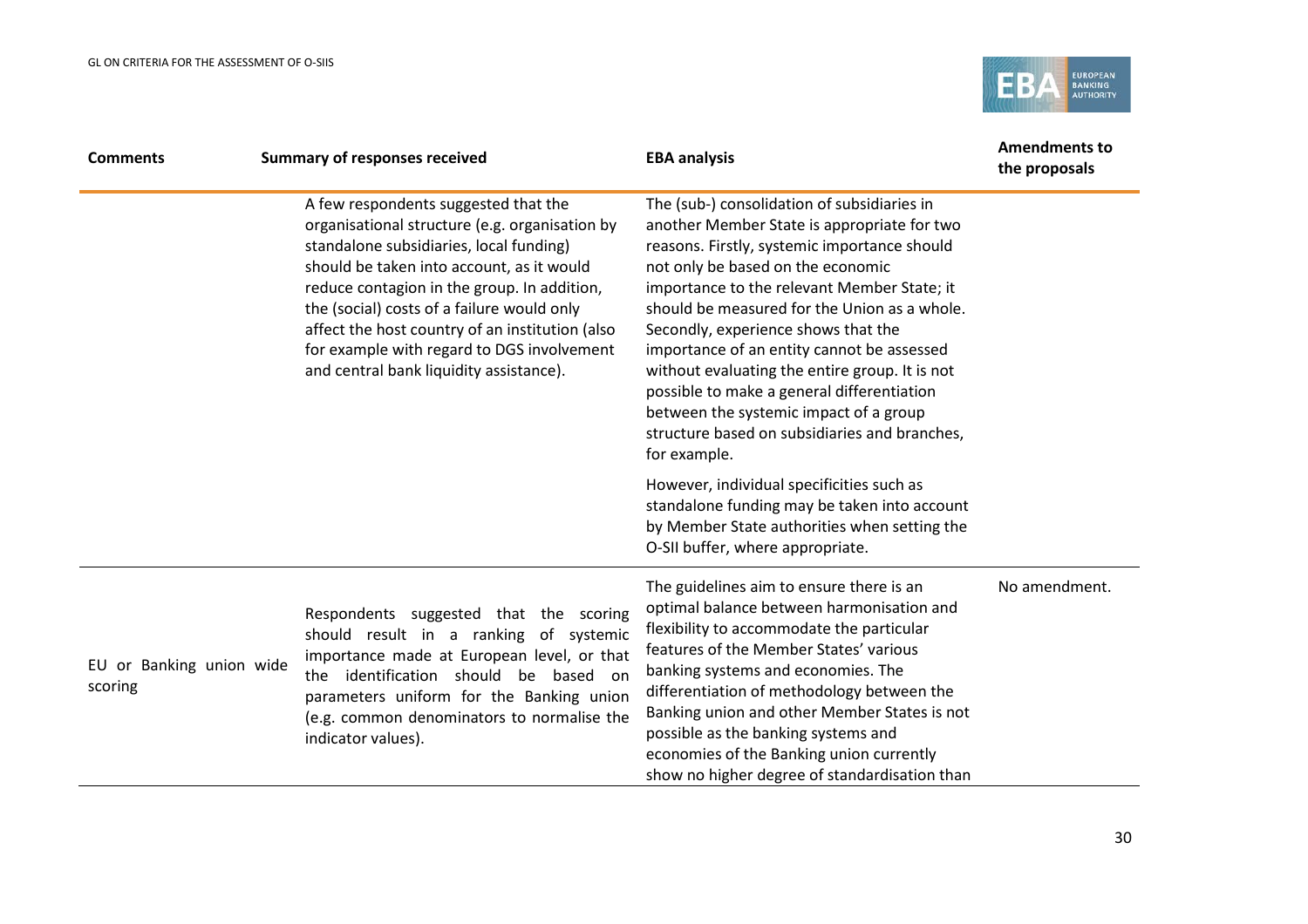| Comments | Summary of responses received | EBA analysis | Amendments to the proposals |
|---|---|---|---|
| | A few respondents suggested that the organisational structure (e.g. organisation by standalone subsidiaries, local funding) should be taken into account, as it would reduce contagion in the group. In addition, the (social) costs of a failure would only affect the host country of an institution (also for example with regard to DGS involvement and central bank liquidity assistance). | The (sub-) consolidation of subsidiaries in another Member State is appropriate for two reasons. Firstly, systemic importance should not only be based on the economic importance to the relevant Member State; it should be measured for the Union as a whole. Secondly, experience shows that the importance of an entity cannot be assessed without evaluating the entire group. It is not possible to make a general differentiation between the systemic impact of a group structure based on subsidiaries and branches, for example. <br><br> However, individual specificities such as standalone funding may be taken into account by Member State authorities when setting the O-SII buffer, where appropriate. | |
| EU or Banking union wide scoring | Respondents suggested that the scoring should result in a ranking of systemic importance made at European level, or that the identification should be based on parameters uniform for the Banking union (e.g. common denominators to normalise the indicator values). | The guidelines aim to ensure there is an optimal balance between harmonisation and flexibility to accommodate the particular features of the Member States' various banking systems and economies. The differentiation of methodology between the Banking union and other Member States is not possible as the banking systems and economies of the Banking union currently show no higher degree of standardisation than | No amendment. |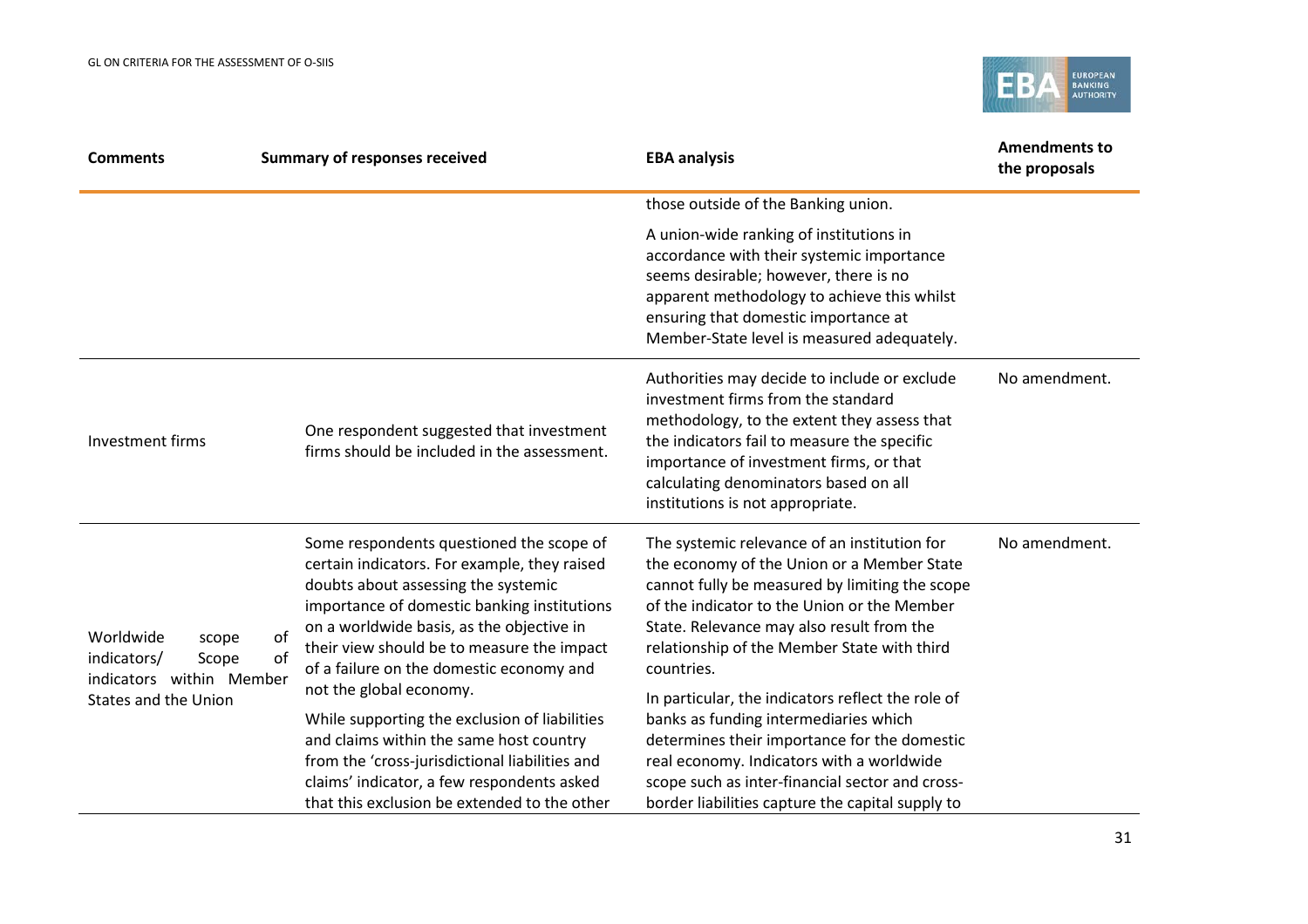| Comments | Summary of responses received | EBA analysis | Amendments to the proposals |
|---|---|---|---|
| | | those outside of the Banking union.<br><br>A union-wide ranking of institutions in accordance with their systemic importance seems desirable; however, there is no apparent methodology to achieve this whilst ensuring that domestic importance at Member-State level is measured adequately. | |
| Investment firms | One respondent suggested that investment firms should be included in the assessment. | Authorities may decide to include or exclude investment firms from the standard methodology, to the extent they assess that the indicators fail to measure the specific importance of investment firms, or that calculating denominators based on all institutions is not appropriate. | No amendment. |
| Worldwide scope of indicators/ Scope of indicators within Member States and the Union | Some respondents questioned the scope of certain indicators. For example, they raised doubts about assessing the systemic importance of domestic banking institutions on a worldwide basis, as the objective in their view should be to measure the impact of a failure on the domestic economy and not the global economy.<br><br>While supporting the exclusion of liabilities and claims within the same host country from the 'cross-jurisdictional liabilities and claims' indicator, a few respondents asked that this exclusion be extended to the other | The systemic relevance of an institution for the economy of the Union or a Member State cannot fully be measured by limiting the scope of the indicator to the Union or the Member State. Relevance may also result from the relationship of the Member State with third countries.<br><br>In particular, the indicators reflect the role of banks as funding intermediaries which determines their importance for the domestic real economy. Indicators with a worldwide scope such as inter-financial sector and cross-border liabilities capture the capital supply to | No amendment. |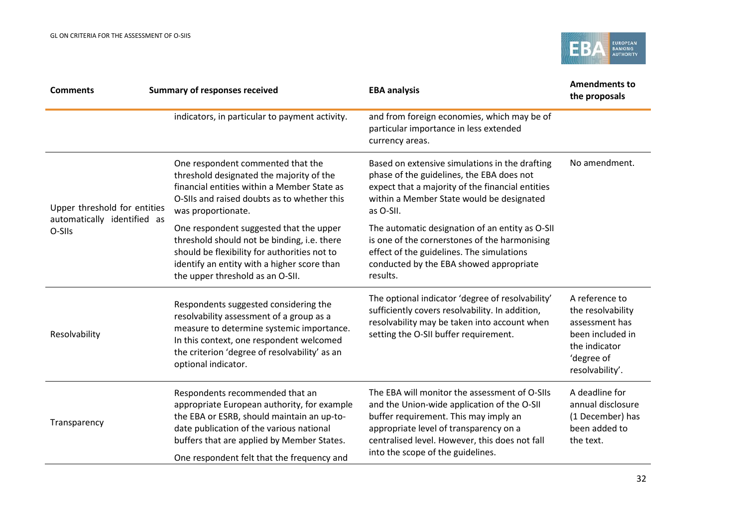| Comments | Summary of responses received | EBA analysis | Amendments to the proposals |
|---|---|---|---|
| | indicators, in particular to payment activity. | and from foreign economies, which may be of particular importance in less extended currency areas. | |
| Upper threshold for entities automatically identified as O-SIIs | One respondent commented that the threshold designated the majority of the financial entities within a Member State as O-SIIs and raised doubts as to whether this was proportionate. One respondent suggested that the upper threshold should not be binding, i.e. there should be flexibility for authorities not to identify an entity with a higher score than the upper threshold as an O-SII. | Based on extensive simulations in the drafting phase of the guidelines, the EBA does not expect that a majority of the financial entities within a Member State would be designated as O-SII. The automatic designation of an entity as O-SII is one of the cornerstones of the harmonising effect of the guidelines. The simulations conducted by the EBA showed appropriate results. | No amendment. |
| Resolvability | Respondents suggested considering the resolvability assessment of a group as a measure to determine systemic importance. In this context, one respondent welcomed the criterion 'degree of resolvability' as an optional indicator. | The optional indicator 'degree of resolvability' sufficiently covers resolvability. In addition, resolvability may be taken into account when setting the O-SII buffer requirement. | A reference to the resolvability assessment has been included in the indicator 'degree of resolvability'. |
| Transparency | Respondents recommended that an appropriate European authority, for example the EBA or ESRB, should maintain an up-to-date publication of the various national buffers that are applied by Member States. One respondent felt that the frequency and | The EBA will monitor the assessment of O-SIIs and the Union-wide application of the O-SII buffer requirement. This may imply an appropriate level of transparency on a centralised level. However, this does not fall into the scope of the guidelines. | A deadline for annual disclosure (1 December) has been added to the text. |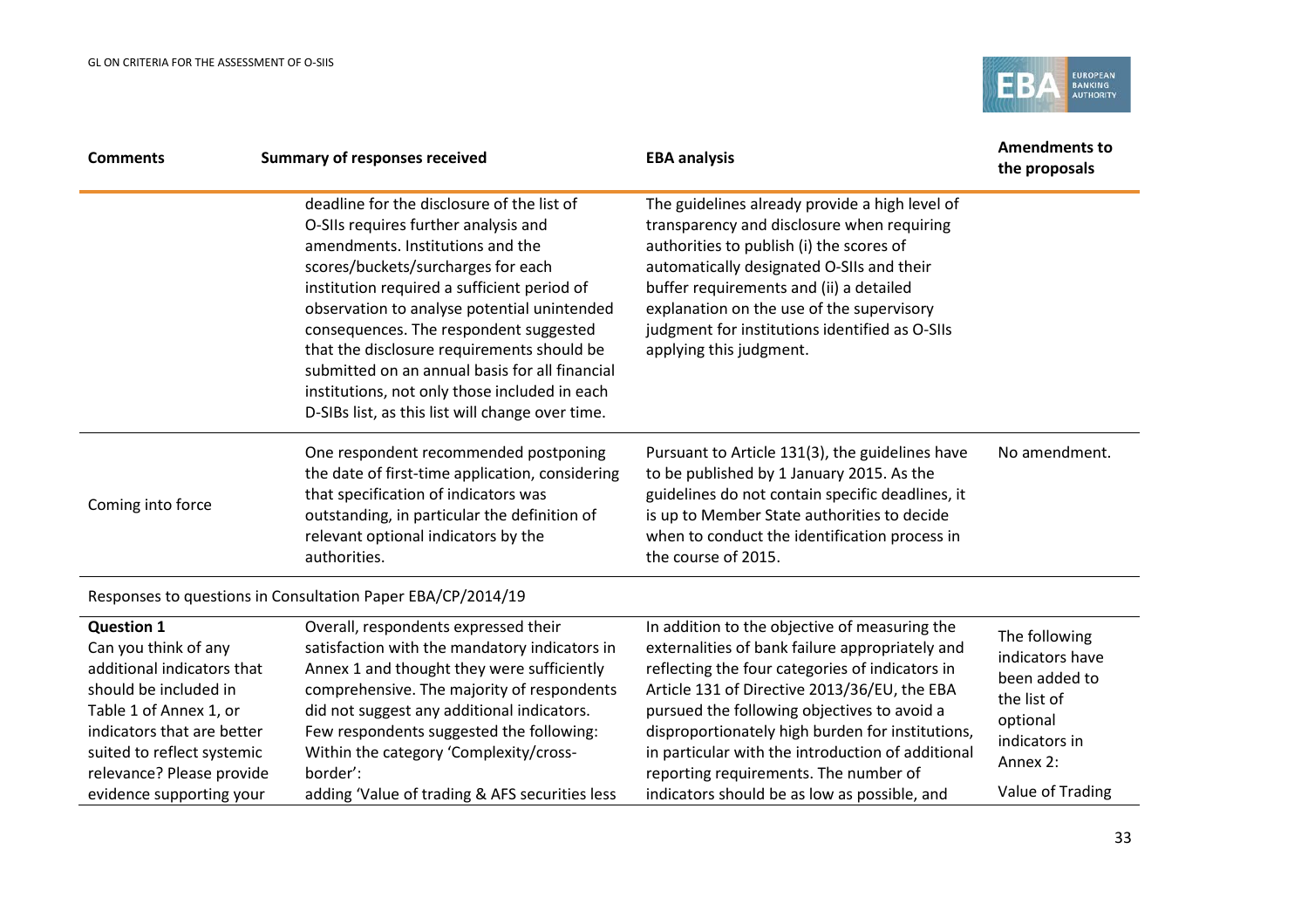| Comments | Summary of responses received | EBA analysis | Amendments to the proposals |
|---|---|---|---|
| | deadline for the disclosure of the list of O-SIIs requires further analysis and amendments. Institutions and the scores/buckets/surcharges for each institution required a sufficient period of observation to analyse potential unintended consequences. The respondent suggested that the disclosure requirements should be submitted on an annual basis for all financial institutions, not only those included in each D-SIBs list, as this list will change over time. | The guidelines already provide a high level of transparency and disclosure when requiring authorities to publish (i) the scores of automatically designated O-SIIs and their buffer requirements and (ii) a detailed explanation on the use of the supervisory judgment for institutions identified as O-SIIs applying this judgment. | |
| Coming into force | One respondent recommended postponing the date of first-time application, considering that specification of indicators was outstanding, in particular the definition of relevant optional indicators by the authorities. | Pursuant to Article 131(3), the guidelines have to be published by 1 January 2015. As the guidelines do not contain specific deadlines, it is up to Member State authorities to decide when to conduct the identification process in the course of 2015. | No amendment. |
| Responses to questions in Consultation Paper EBA/CP/2014/19 | | | |
| **Question 1** Can you think of any additional indicators that should be included in Table 1 of Annex 1, or indicators that are better suited to reflect systemic relevance? Please provide evidence supporting your | Overall, respondents expressed their satisfaction with the mandatory indicators in Annex 1 and thought they were sufficiently comprehensive. The majority of respondents did not suggest any additional indicators. Few respondents suggested the following: Within the category 'Complexity/cross-border': adding 'Value of trading & AFS securities less | In addition to the objective of measuring the externalities of bank failure appropriately and reflecting the four categories of indicators in Article 131 of Directive 2013/36/EU, the EBA pursued the following objectives to avoid a disproportionately high burden for institutions, in particular with the introduction of additional reporting requirements. The number of indicators should be as low as possible, and | The following indicators have been added to the list of optional indicators in Annex 2: Value of Trading |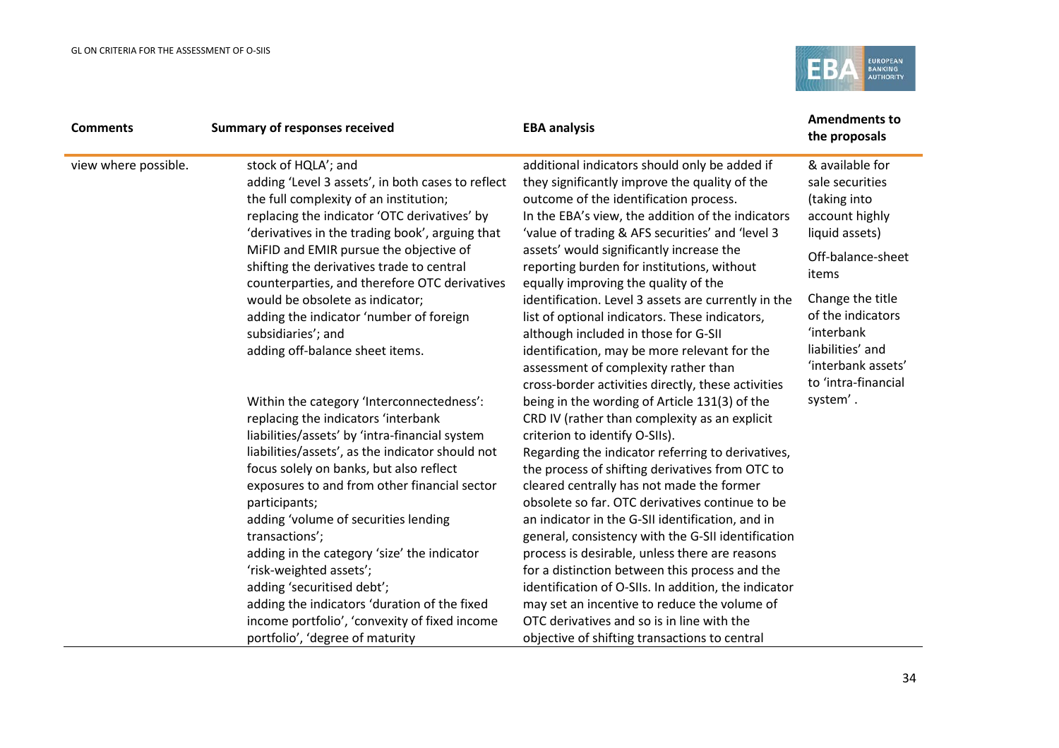| Comments | Summary of responses received | EBA analysis | Amendments to the proposals |
|---|---|---|---|
| view where possible. | stock of HQLA'; and<br>adding 'Level 3 assets', in both cases to reflect the full complexity of an institution;<br>replacing the indicator 'OTC derivatives' by 'derivatives in the trading book', arguing that MiFID and EMIR pursue the objective of shifting the derivatives trade to central counterparties, and therefore OTC derivatives would be obsolete as indicator;<br>adding the indicator 'number of foreign subsidiaries'; and<br>adding off-balance sheet items.<br><br>Within the category 'Interconnectedness':<br>replacing the indicators 'interbank liabilities/assets' by 'intra-financial system liabilities/assets', as the indicator should not focus solely on banks, but also reflect exposures to and from other financial sector participants;<br>adding 'volume of securities lending transactions';<br>adding in the category 'size' the indicator 'risk-weighted assets';<br>adding 'securitised debt';<br>adding the indicators 'duration of the fixed income portfolio', 'convexity of fixed income portfolio', 'degree of maturity | additional indicators should only be added if they significantly improve the quality of the outcome of the identification process.<br>In the EBA's view, the addition of the indicators 'value of trading & AFS securities' and 'level 3 assets' would significantly increase the reporting burden for institutions, without equally improving the quality of the identification. Level 3 assets are currently in the list of optional indicators. These indicators, although included in those for G-SII identification, may be more relevant for the assessment of complexity rather than cross-border activities directly, these activities being in the wording of Article 131(3) of the CRD IV (rather than complexity as an explicit criterion to identify O-SIIs).<br>Regarding the indicator referring to derivatives, the process of shifting derivatives from OTC to cleared centrally has not made the former obsolete so far. OTC derivatives continue to be an indicator in the G-SII identification, and in general, consistency with the G-SII identification process is desirable, unless there are reasons for a distinction between this process and the identification of O-SIIs. In addition, the indicator may set an incentive to reduce the volume of OTC derivatives and so is in line with the objective of shifting transactions to central | & available for sale securities (taking into account highly liquid assets)<br><br>Off-balance-sheet items<br><br>Change the title of the indicators 'interbank liabilities' and 'interbank assets' to 'intra-financial system'. |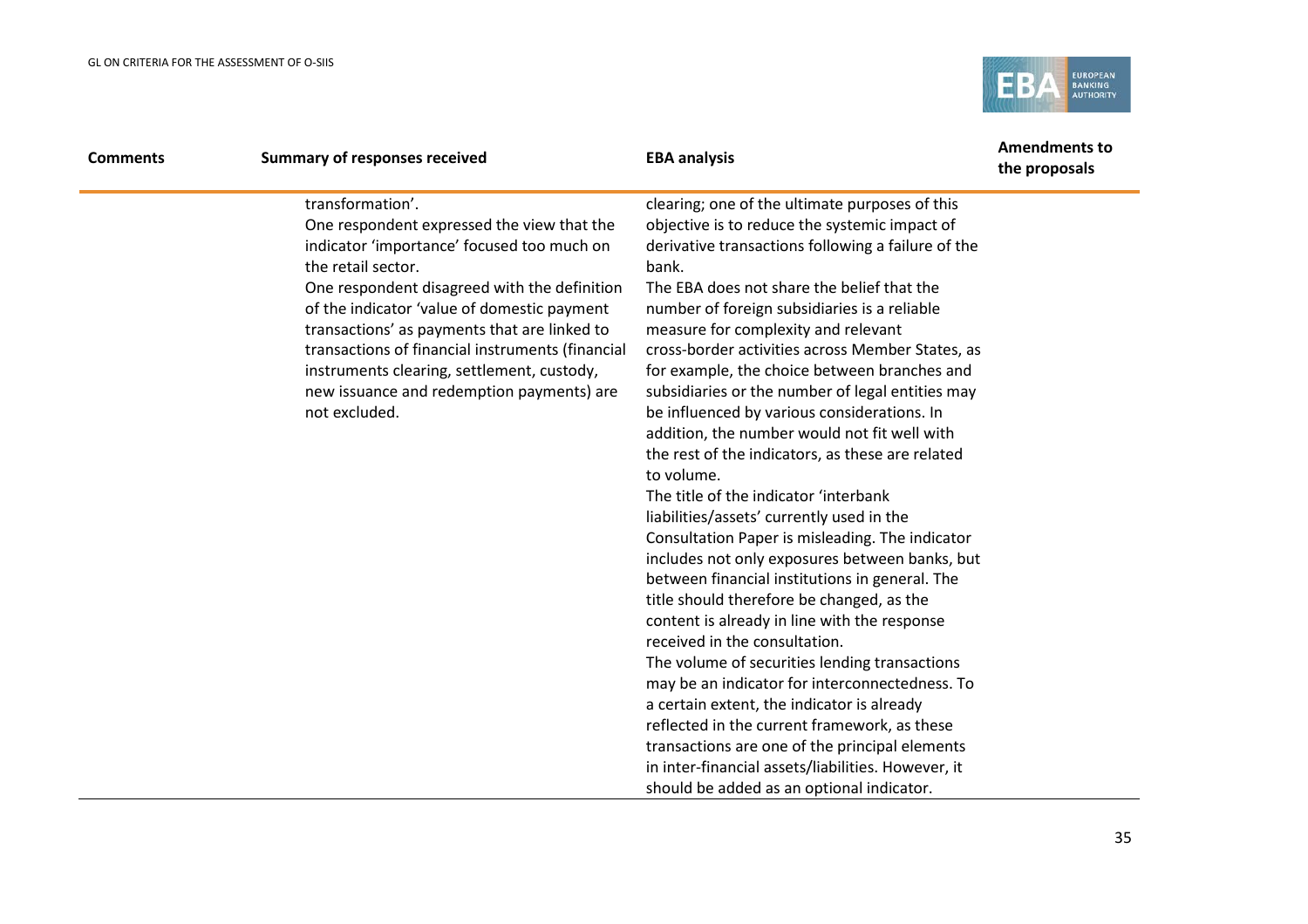| Comments | Summary of responses received | EBA analysis | Amendments to the proposals |
|---|---|---|---|
| | transformation'.<br>One respondent expressed the view that the indicator 'importance' focused too much on the retail sector.<br>One respondent disagreed with the definition of the indicator 'value of domestic payment transactions' as payments that are linked to transactions of financial instruments (financial instruments clearing, settlement, custody, new issuance and redemption payments) are not excluded. | clearing; one of the ultimate purposes of this objective is to reduce the systemic impact of derivative transactions following a failure of the bank.<br>The EBA does not share the belief that the number of foreign subsidiaries is a reliable measure for complexity and relevant cross-border activities across Member States, as for example, the choice between branches and subsidiaries or the number of legal entities may be influenced by various considerations. In addition, the number would not fit well with the rest of the indicators, as these are related to volume.<br>The title of the indicator 'interbank liabilities/assets' currently used in the Consultation Paper is misleading. The indicator includes not only exposures between banks, but between financial institutions in general. The title should therefore be changed, as the content is already in line with the response received in the consultation.<br>The volume of securities lending transactions may be an indicator for interconnectedness. To a certain extent, the indicator is already reflected in the current framework, as these transactions are one of the principal elements in inter-financial assets/liabilities. However, it should be added as an optional indicator. | |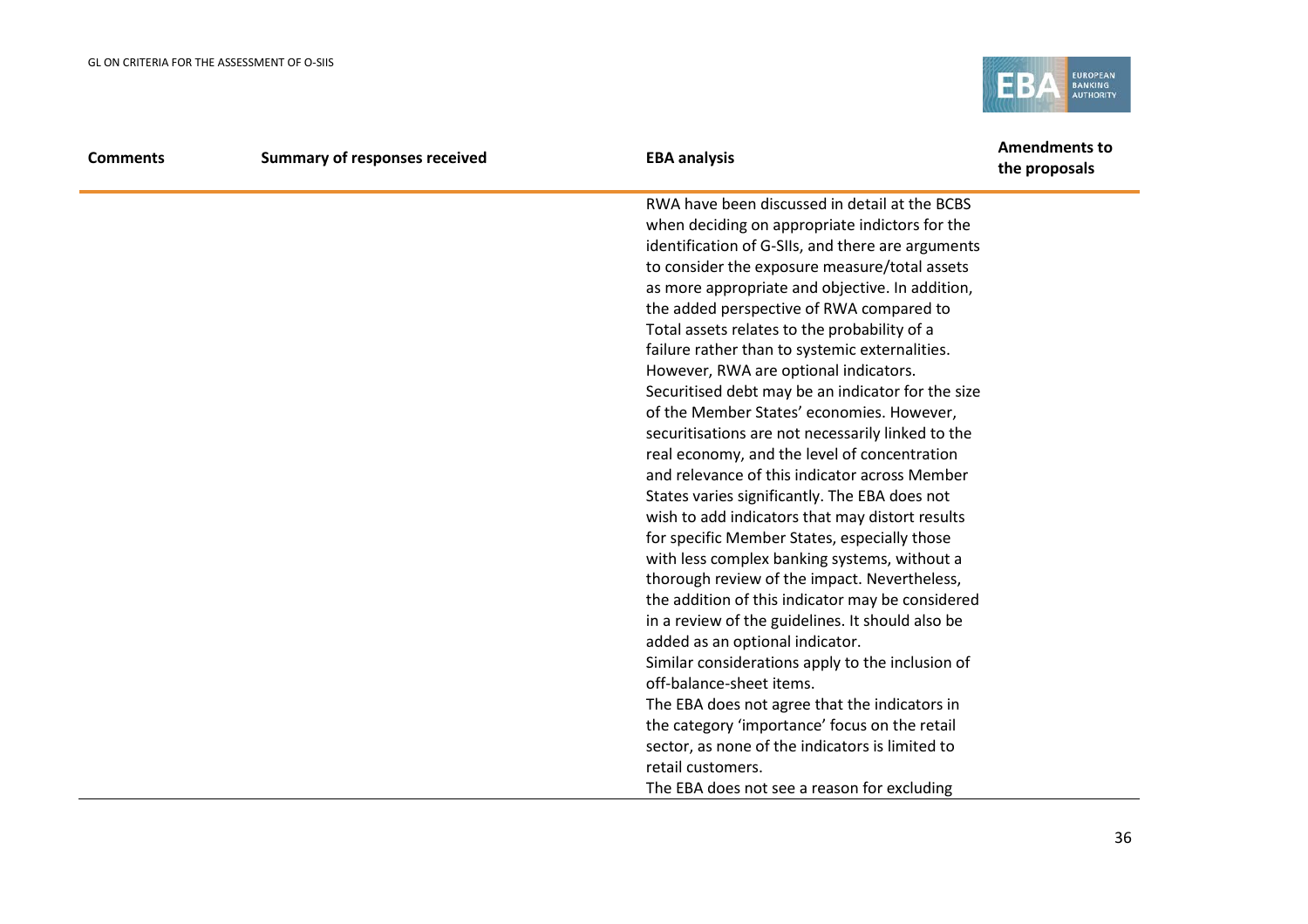| Comments | Summary of responses received | EBA analysis | Amendments to the proposals |
|---|---|---|---|
| | | RWA have been discussed in detail at the BCBS when deciding on appropriate indictors for the identification of G-SIIs, and there are arguments to consider the exposure measure/total assets as more appropriate and objective. In addition, the added perspective of RWA compared to Total assets relates to the probability of a failure rather than to systemic externalities. However, RWA are optional indicators.<br>Securitised debt may be an indicator for the size of the Member States' economies. However, securitisations are not necessarily linked to the real economy, and the level of concentration and relevance of this indicator across Member States varies significantly. The EBA does not wish to add indicators that may distort results for specific Member States, especially those with less complex banking systems, without a thorough review of the impact. Nevertheless, the addition of this indicator may be considered in a review of the guidelines. It should also be added as an optional indicator.<br>Similar considerations apply to the inclusion of off-balance-sheet items.<br>The EBA does not agree that the indicators in the category 'importance' focus on the retail sector, as none of the indicators is limited to retail customers.<br>The EBA does not see a reason for excluding | |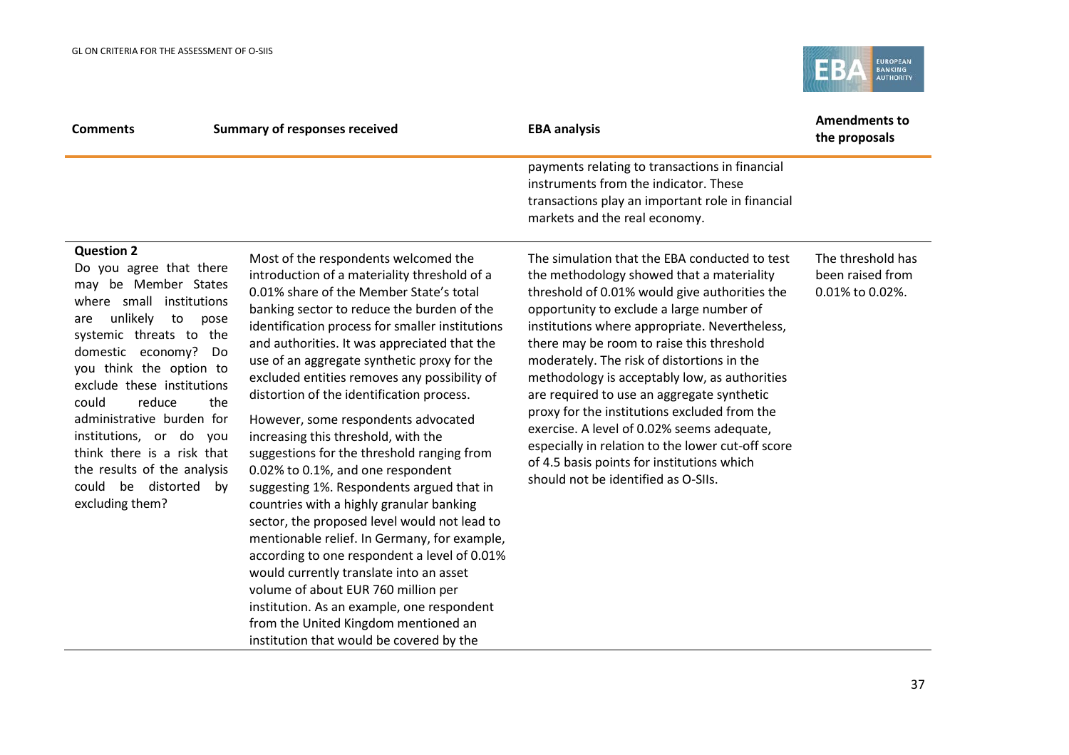| Comments | Summary of responses received | EBA analysis | Amendments to the proposals |
|---|---|---|---|
| | | payments relating to transactions in financial instruments from the indicator. These transactions play an important role in financial markets and the real economy. | |
| **Question 2**<br>Do you agree that there may be Member States where small institutions are unlikely to pose systemic threats to the domestic economy? Do you think the option to exclude these institutions could reduce the administrative burden for institutions, or do you think there is a risk that the results of the analysis could be distorted by excluding them? | Most of the respondents welcomed the introduction of a materiality threshold of a 0.01% share of the Member State's total banking sector to reduce the burden of the identification process for smaller institutions and authorities. It was appreciated that the use of an aggregate synthetic proxy for the excluded entities removes any possibility of distortion of the identification process.<br><br>However, some respondents advocated increasing this threshold, with the suggestions for the threshold ranging from 0.02% to 0.1%, and one respondent suggesting 1%. Respondents argued that in countries with a highly granular banking sector, the proposed level would not lead to mentionable relief. In Germany, for example, according to one respondent a level of 0.01% would currently translate into an asset volume of about EUR 760 million per institution. As an example, one respondent from the United Kingdom mentioned an institution that would be covered by the | The simulation that the EBA conducted to test the methodology showed that a materiality threshold of 0.01% would give authorities the opportunity to exclude a large number of institutions where appropriate. Nevertheless, there may be room to raise this threshold moderately. The risk of distortions in the methodology is acceptably low, as authorities are required to use an aggregate synthetic proxy for the institutions excluded from the exercise. A level of 0.02% seems adequate, especially in relation to the lower cut-off score of 4.5 basis points for institutions which should not be identified as O-SIIs. | The threshold has been raised from 0.01% to 0.02%. |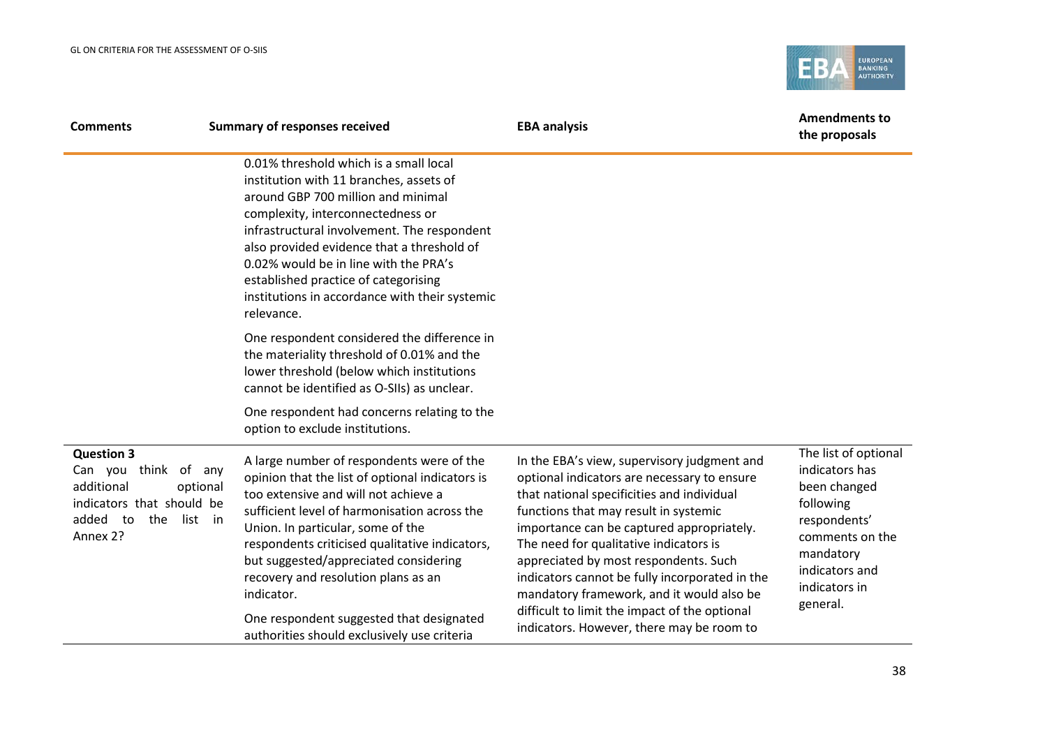| Comments | Summary of responses received | EBA analysis | Amendments to the proposals |
|---|---|---|---|
| | 0.01% threshold which is a small local institution with 11 branches, assets of around GBP 700 million and minimal complexity, interconnectedness or infrastructural involvement. The respondent also provided evidence that a threshold of 0.02% would be in line with the PRA's established practice of categorising institutions in accordance with their systemic relevance.<br><br>One respondent considered the difference in the materiality threshold of 0.01% and the lower threshold (below which institutions cannot be identified as O-SIIs) as unclear.<br><br>One respondent had concerns relating to the option to exclude institutions. | | |
| **Question 3**<br>Can you think of any additional optional indicators that should be added to the list in Annex 2? | A large number of respondents were of the opinion that the list of optional indicators is too extensive and will not achieve a sufficient level of harmonisation across the Union. In particular, some of the respondents criticised qualitative indicators, but suggested/appreciated considering recovery and resolution plans as an indicator.<br><br>One respondent suggested that designated authorities should exclusively use criteria | In the EBA's view, supervisory judgment and optional indicators are necessary to ensure that national specificities and individual functions that may result in systemic importance can be captured appropriately. The need for qualitative indicators is appreciated by most respondents. Such indicators cannot be fully incorporated in the mandatory framework, and it would also be difficult to limit the impact of the optional indicators. However, there may be room to | The list of optional indicators has been changed following respondents' comments on the mandatory indicators and indicators in general. |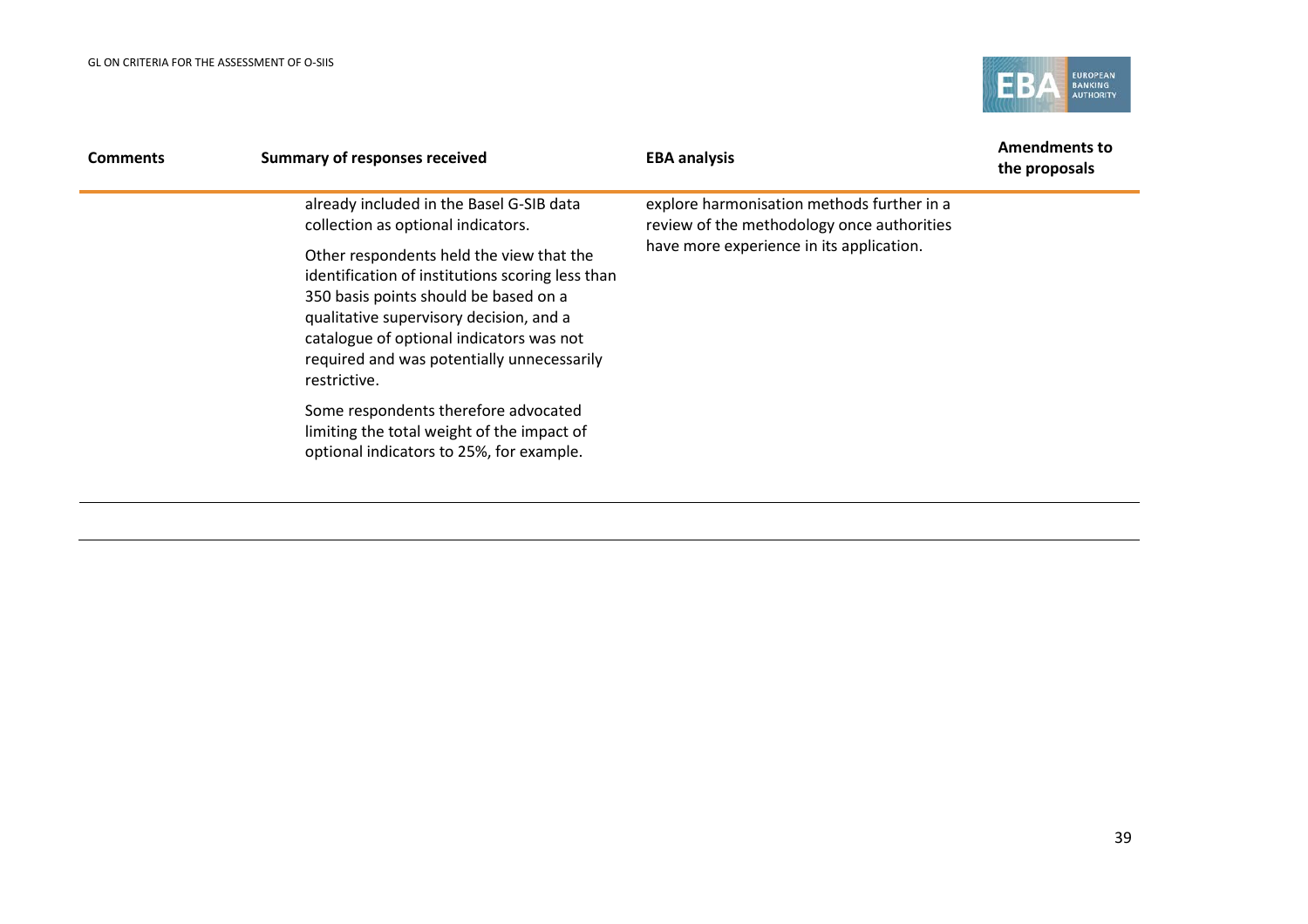| Comments | Summary of responses received | EBA analysis | Amendments to the proposals |
|---|---|---|---|
| | already included in the Basel G-SIB data collection as optional indicators.<br><br>Other respondents held the view that the identification of institutions scoring less than 350 basis points should be based on a qualitative supervisory decision, and a catalogue of optional indicators was not required and was potentially unnecessarily restrictive.<br><br>Some respondents therefore advocated limiting the total weight of the impact of optional indicators to 25%, for example. | explore harmonisation methods further in a review of the methodology once authorities have more experience in its application. | |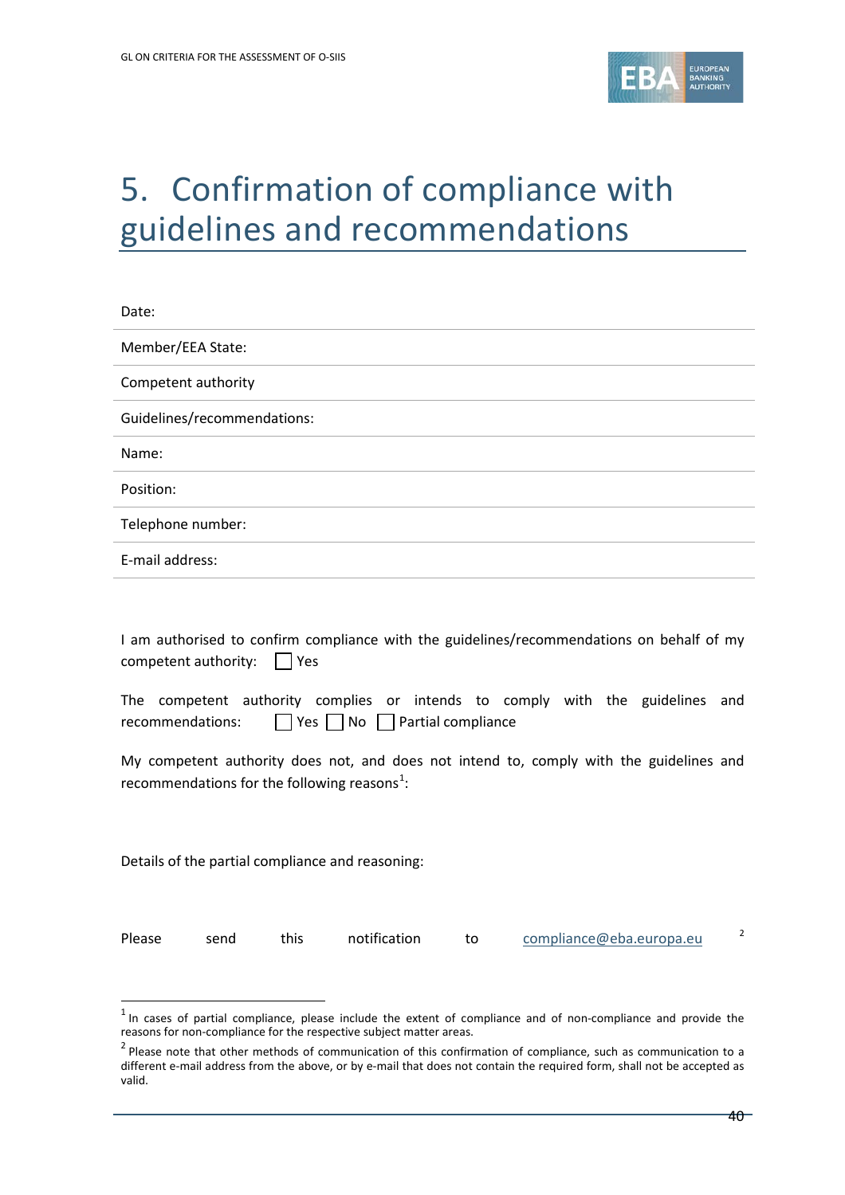# 5. Confirmation of compliance with guidelines and recommendations

Date:

Member/EEA State:

Competent authority

Guidelines/recommendations:

Name:

Position:

Telephone number:

E-mail address:

I am authorised to confirm compliance with the guidelines/recommendations on behalf of my competent authority: ☐ Yes

The competent authority complies or intends to comply with the guidelines and recommendations: ☐ Yes ☐ No ☐ Partial compliance

My competent authority does not, and does not intend to, comply with the guidelines and recommendations for the following reasons[1]:

Details of the partial compliance and reasoning:

Please send this notification to compliance@eba.europa.eu [2]

---

[1] In cases of partial compliance, please include the extent of compliance and of non-compliance and provide the reasons for non-compliance for the respective subject matter areas.

[2] Please note that other methods of communication of this confirmation of compliance, such as communication to a different e-mail address from the above, or by e-mail that does not contain the required form, shall not be accepted as valid.